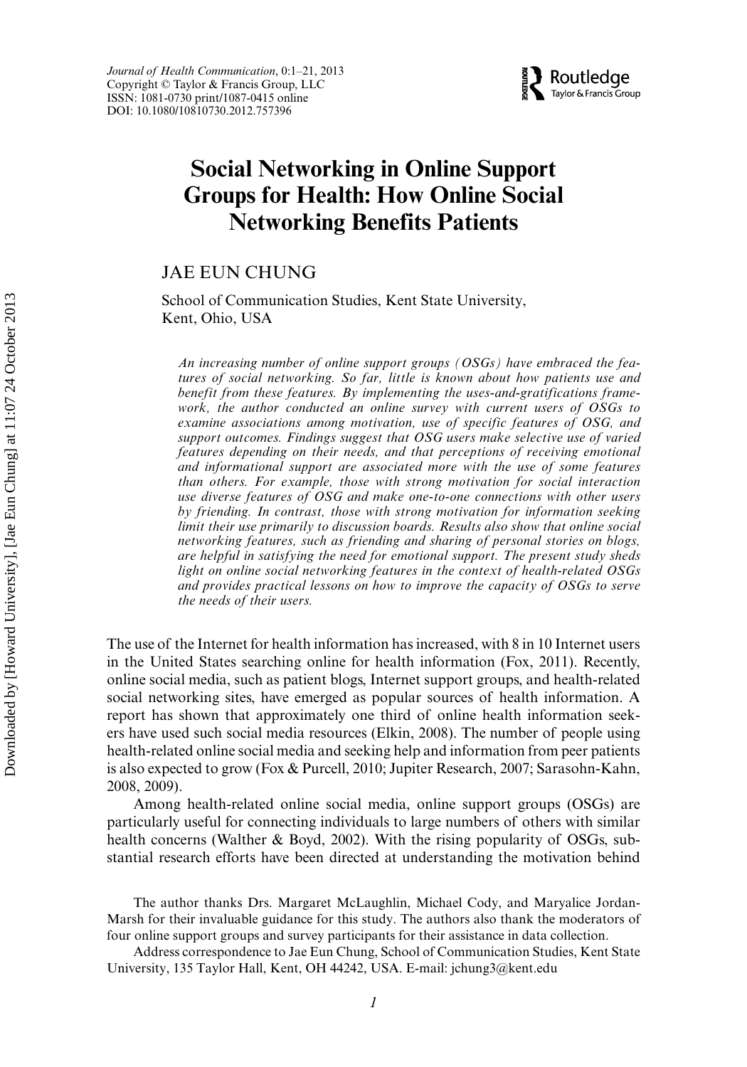Journal of Health Communication, 0:1–21, 2013
Copyright © Taylor & Francis Group, LLC
ISSN: 1081-0730 print/1087-0415 online
DOI: 10.1080/10810730.2012.757396

# Social Networking in Online Support Groups for Health: How Online Social Networking Benefits Patients

JAE EUN CHUNG

School of Communication Studies, Kent State University, Kent, Ohio, USA

*An increasing number of online support groups (OSGs) have embraced the features of social networking. So far, little is known about how patients use and benefit from these features. By implementing the uses-and-gratifications framework, the author conducted an online survey with current users of OSGs to examine associations among motivation, use of specific features of OSG, and support outcomes. Findings suggest that OSG users make selective use of varied features depending on their needs, and that perceptions of receiving emotional and informational support are associated more with the use of some features than others. For example, those with strong motivation for social interaction use diverse features of OSG and make one-to-one connections with other users by friending. In contrast, those with strong motivation for information seeking limit their use primarily to discussion boards. Results also show that online social networking features, such as friending and sharing of personal stories on blogs, are helpful in satisfying the need for emotional support. The present study sheds light on online social networking features in the context of health-related OSGs and provides practical lessons on how to improve the capacity of OSGs to serve the needs of their users.*

The use of the Internet for health information has increased, with 8 in 10 Internet users in the United States searching online for health information (Fox, 2011). Recently, online social media, such as patient blogs, Internet support groups, and health-related social networking sites, have emerged as popular sources of health information. A report has shown that approximately one third of online health information seekers have used such social media resources (Elkin, 2008). The number of people using health-related online social media and seeking help and information from peer patients is also expected to grow (Fox & Purcell, 2010; Jupiter Research, 2007; Sarasohn-Kahn, 2008, 2009).

Among health-related online social media, online support groups (OSGs) are particularly useful for connecting individuals to large numbers of others with similar health concerns (Walther & Boyd, 2002). With the rising popularity of OSGs, substantial research efforts have been directed at understanding the motivation behind

The author thanks Drs. Margaret McLaughlin, Michael Cody, and Maryalice Jordan-Marsh for their invaluable guidance for this study. The authors also thank the moderators of four online support groups and survey participants for their assistance in data collection.

Address correspondence to Jae Eun Chung, School of Communication Studies, Kent State University, 135 Taylor Hall, Kent, OH 44242, USA. E-mail: jchung3@kent.edu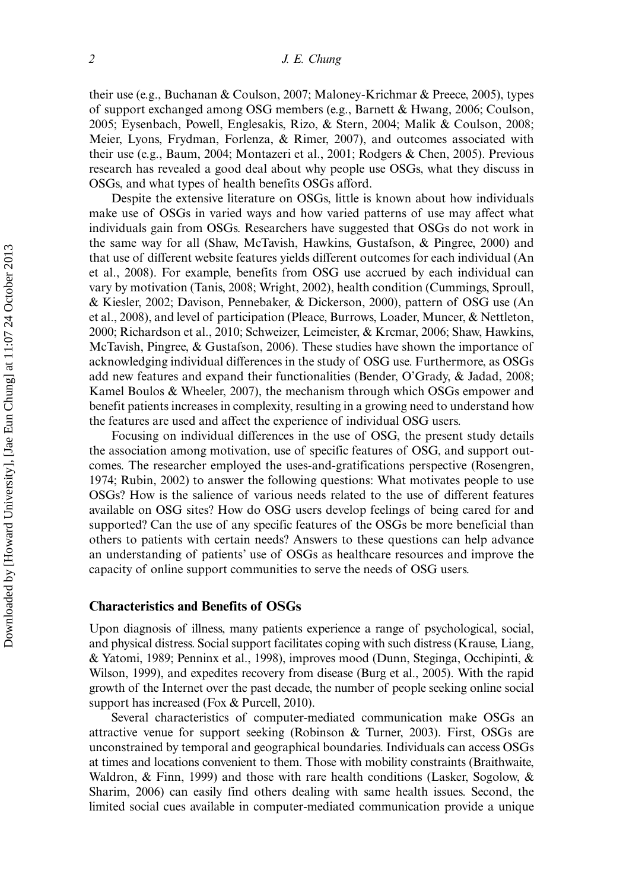their use (e.g., Buchanan & Coulson, 2007; Maloney-Krichmar & Preece, 2005), types of support exchanged among OSG members (e.g., Barnett & Hwang, 2006; Coulson, 2005; Eysenbach, Powell, Englesakis, Rizo, & Stern, 2004; Malik & Coulson, 2008; Meier, Lyons, Frydman, Forlenza, & Rimer, 2007), and outcomes associated with their use (e.g., Baum, 2004; Montazeri et al., 2001; Rodgers & Chen, 2005). Previous research has revealed a good deal about why people use OSGs, what they discuss in OSGs, and what types of health benefits OSGs afford.

Despite the extensive literature on OSGs, little is known about how individuals make use of OSGs in varied ways and how varied patterns of use may affect what individuals gain from OSGs. Researchers have suggested that OSGs do not work in the same way for all (Shaw, McTavish, Hawkins, Gustafson, & Pingree, 2000) and that use of different website features yields different outcomes for each individual (An et al., 2008). For example, benefits from OSG use accrued by each individual can vary by motivation (Tanis, 2008; Wright, 2002), health condition (Cummings, Sproull, & Kiesler, 2002; Davison, Pennebaker, & Dickerson, 2000), pattern of OSG use (An et al., 2008), and level of participation (Pleace, Burrows, Loader, Muncer, & Nettleton, 2000; Richardson et al., 2010; Schweizer, Leimeister, & Krcmar, 2006; Shaw, Hawkins, McTavish, Pingree, & Gustafson, 2006). These studies have shown the importance of acknowledging individual differences in the study of OSG use. Furthermore, as OSGs add new features and expand their functionalities (Bender, O'Grady, & Jadad, 2008; Kamel Boulos & Wheeler, 2007), the mechanism through which OSGs empower and benefit patients increases in complexity, resulting in a growing need to understand how the features are used and affect the experience of individual OSG users.

Focusing on individual differences in the use of OSG, the present study details the association among motivation, use of specific features of OSG, and support outcomes. The researcher employed the uses-and-gratifications perspective (Rosengren, 1974; Rubin, 2002) to answer the following questions: What motivates people to use OSGs? How is the salience of various needs related to the use of different features available on OSG sites? How do OSG users develop feelings of being cared for and supported? Can the use of any specific features of the OSGs be more beneficial than others to patients with certain needs? Answers to these questions can help advance an understanding of patients' use of OSGs as healthcare resources and improve the capacity of online support communities to serve the needs of OSG users.

## Characteristics and Benefits of OSGs

Upon diagnosis of illness, many patients experience a range of psychological, social, and physical distress. Social support facilitates coping with such distress (Krause, Liang, & Yatomi, 1989; Penninx et al., 1998), improves mood (Dunn, Steginga, Occhipinti, & Wilson, 1999), and expedites recovery from disease (Burg et al., 2005). With the rapid growth of the Internet over the past decade, the number of people seeking online social support has increased (Fox & Purcell, 2010).

Several characteristics of computer-mediated communication make OSGs an attractive venue for support seeking (Robinson & Turner, 2003). First, OSGs are unconstrained by temporal and geographical boundaries. Individuals can access OSGs at times and locations convenient to them. Those with mobility constraints (Braithwaite, Waldron, & Finn, 1999) and those with rare health conditions (Lasker, Sogolow, & Sharim, 2006) can easily find others dealing with same health issues. Second, the limited social cues available in computer-mediated communication provide a unique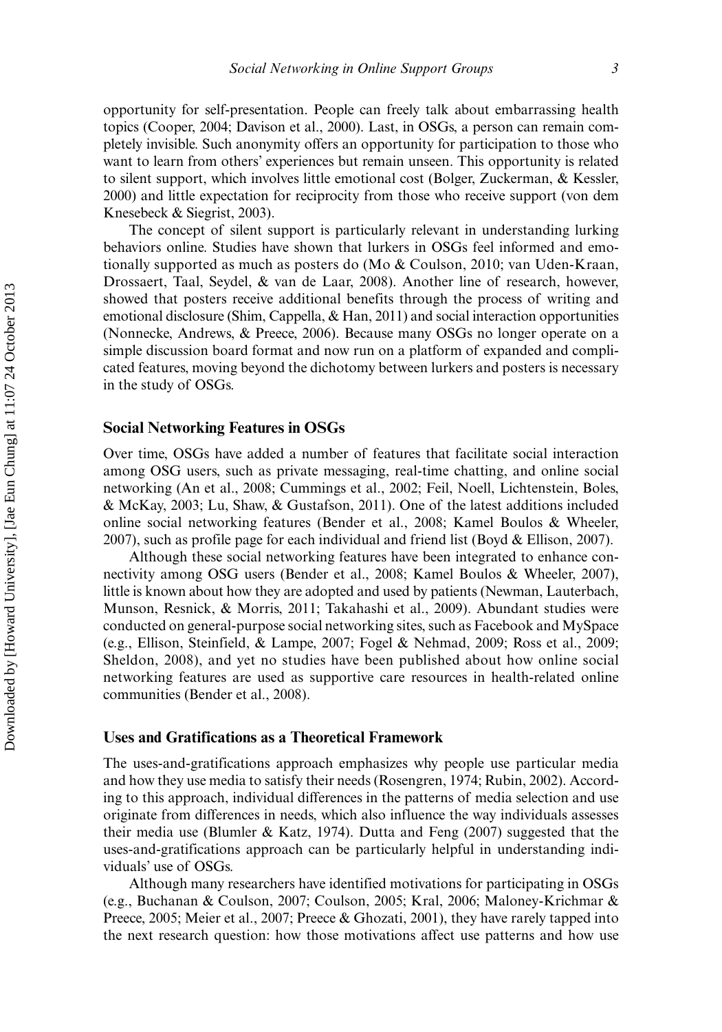opportunity for self-presentation. People can freely talk about embarrassing health topics (Cooper, 2004; Davison et al., 2000). Last, in OSGs, a person can remain completely invisible. Such anonymity offers an opportunity for participation to those who want to learn from others' experiences but remain unseen. This opportunity is related to silent support, which involves little emotional cost (Bolger, Zuckerman, & Kessler, 2000) and little expectation for reciprocity from those who receive support (von dem Knesebeck & Siegrist, 2003).

The concept of silent support is particularly relevant in understanding lurking behaviors online. Studies have shown that lurkers in OSGs feel informed and emotionally supported as much as posters do (Mo & Coulson, 2010; van Uden-Kraan, Drossaert, Taal, Seydel, & van de Laar, 2008). Another line of research, however, showed that posters receive additional benefits through the process of writing and emotional disclosure (Shim, Cappella, & Han, 2011) and social interaction opportunities (Nonnecke, Andrews, & Preece, 2006). Because many OSGs no longer operate on a simple discussion board format and now run on a platform of expanded and complicated features, moving beyond the dichotomy between lurkers and posters is necessary in the study of OSGs.

## Social Networking Features in OSGs

Over time, OSGs have added a number of features that facilitate social interaction among OSG users, such as private messaging, real-time chatting, and online social networking (An et al., 2008; Cummings et al., 2002; Feil, Noell, Lichtenstein, Boles, & McKay, 2003; Lu, Shaw, & Gustafson, 2011). One of the latest additions included online social networking features (Bender et al., 2008; Kamel Boulos & Wheeler, 2007), such as profile page for each individual and friend list (Boyd & Ellison, 2007).

Although these social networking features have been integrated to enhance connectivity among OSG users (Bender et al., 2008; Kamel Boulos & Wheeler, 2007), little is known about how they are adopted and used by patients (Newman, Lauterbach, Munson, Resnick, & Morris, 2011; Takahashi et al., 2009). Abundant studies were conducted on general-purpose social networking sites, such as Facebook and MySpace (e.g., Ellison, Steinfield, & Lampe, 2007; Fogel & Nehmad, 2009; Ross et al., 2009; Sheldon, 2008), and yet no studies have been published about how online social networking features are used as supportive care resources in health-related online communities (Bender et al., 2008).

## Uses and Gratifications as a Theoretical Framework

The uses-and-gratifications approach emphasizes why people use particular media and how they use media to satisfy their needs (Rosengren, 1974; Rubin, 2002). According to this approach, individual differences in the patterns of media selection and use originate from differences in needs, which also influence the way individuals assesses their media use (Blumler & Katz, 1974). Dutta and Feng (2007) suggested that the uses-and-gratifications approach can be particularly helpful in understanding individuals' use of OSGs.

Although many researchers have identified motivations for participating in OSGs (e.g., Buchanan & Coulson, 2007; Coulson, 2005; Kral, 2006; Maloney-Krichmar & Preece, 2005; Meier et al., 2007; Preece & Ghozati, 2001), they have rarely tapped into the next research question: how those motivations affect use patterns and how use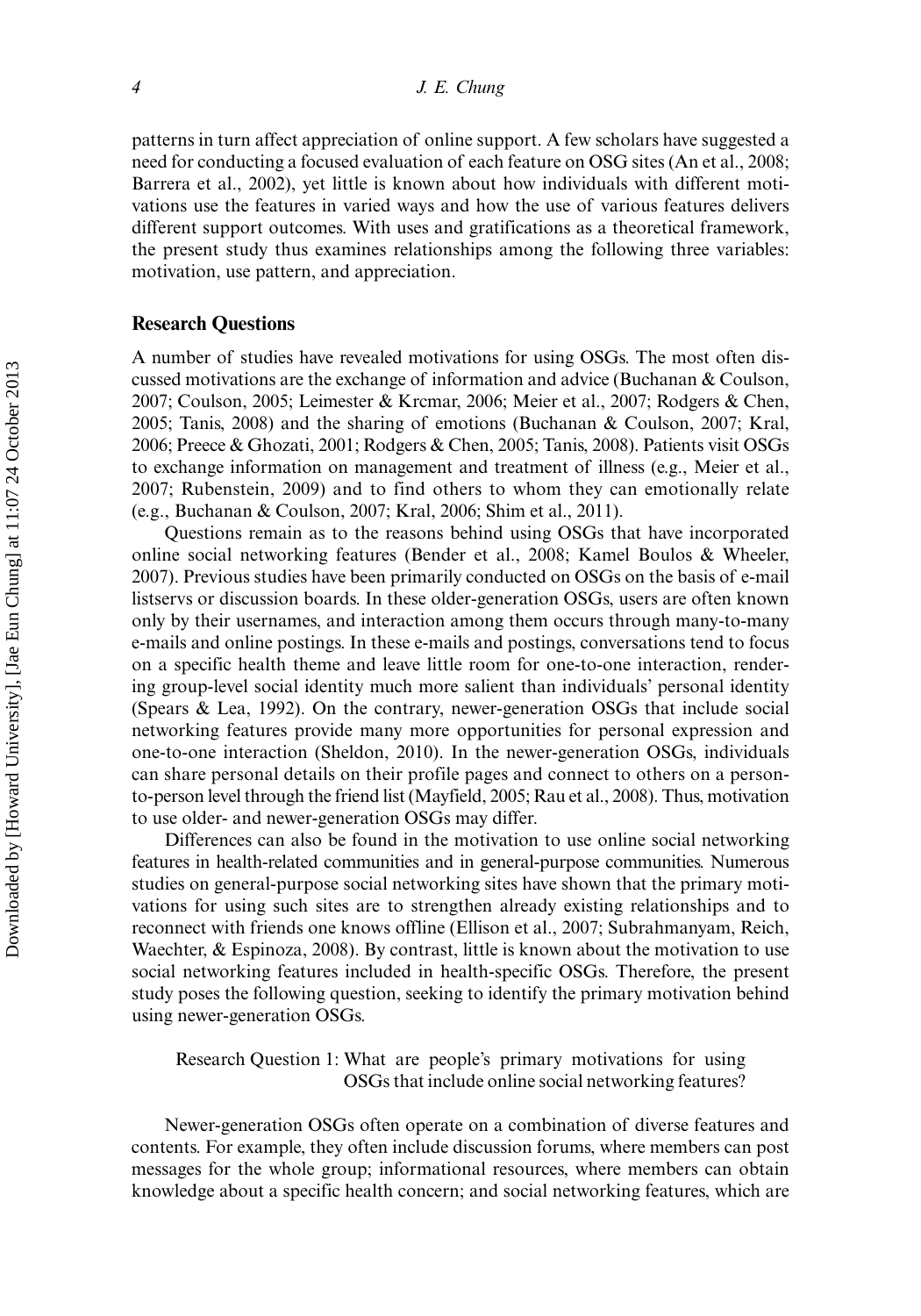patterns in turn affect appreciation of online support. A few scholars have suggested a need for conducting a focused evaluation of each feature on OSG sites (An et al., 2008; Barrera et al., 2002), yet little is known about how individuals with different motivations use the features in varied ways and how the use of various features delivers different support outcomes. With uses and gratifications as a theoretical framework, the present study thus examines relationships among the following three variables: motivation, use pattern, and appreciation.

## Research Questions

A number of studies have revealed motivations for using OSGs. The most often discussed motivations are the exchange of information and advice (Buchanan & Coulson, 2007; Coulson, 2005; Leimester & Krcmar, 2006; Meier et al., 2007; Rodgers & Chen, 2005; Tanis, 2008) and the sharing of emotions (Buchanan & Coulson, 2007; Kral, 2006; Preece & Ghozati, 2001; Rodgers & Chen, 2005; Tanis, 2008). Patients visit OSGs to exchange information on management and treatment of illness (e.g., Meier et al., 2007; Rubenstein, 2009) and to find others to whom they can emotionally relate (e.g., Buchanan & Coulson, 2007; Kral, 2006; Shim et al., 2011).

Questions remain as to the reasons behind using OSGs that have incorporated online social networking features (Bender et al., 2008; Kamel Boulos & Wheeler, 2007). Previous studies have been primarily conducted on OSGs on the basis of e-mail listservs or discussion boards. In these older-generation OSGs, users are often known only by their usernames, and interaction among them occurs through many-to-many e-mails and online postings. In these e-mails and postings, conversations tend to focus on a specific health theme and leave little room for one-to-one interaction, rendering group-level social identity much more salient than individuals' personal identity (Spears & Lea, 1992). On the contrary, newer-generation OSGs that include social networking features provide many more opportunities for personal expression and one-to-one interaction (Sheldon, 2010). In the newer-generation OSGs, individuals can share personal details on their profile pages and connect to others on a person-to-person level through the friend list (Mayfield, 2005; Rau et al., 2008). Thus, motivation to use older- and newer-generation OSGs may differ.

Differences can also be found in the motivation to use online social networking features in health-related communities and in general-purpose communities. Numerous studies on general-purpose social networking sites have shown that the primary motivations for using such sites are to strengthen already existing relationships and to reconnect with friends one knows offline (Ellison et al., 2007; Subrahmanyam, Reich, Waechter, & Espinoza, 2008). By contrast, little is known about the motivation to use social networking features included in health-specific OSGs. Therefore, the present study poses the following question, seeking to identify the primary motivation behind using newer-generation OSGs.

> Research Question 1: What are people's primary motivations for using OSGs that include online social networking features?

Newer-generation OSGs often operate on a combination of diverse features and contents. For example, they often include discussion forums, where members can post messages for the whole group; informational resources, where members can obtain knowledge about a specific health concern; and social networking features, which are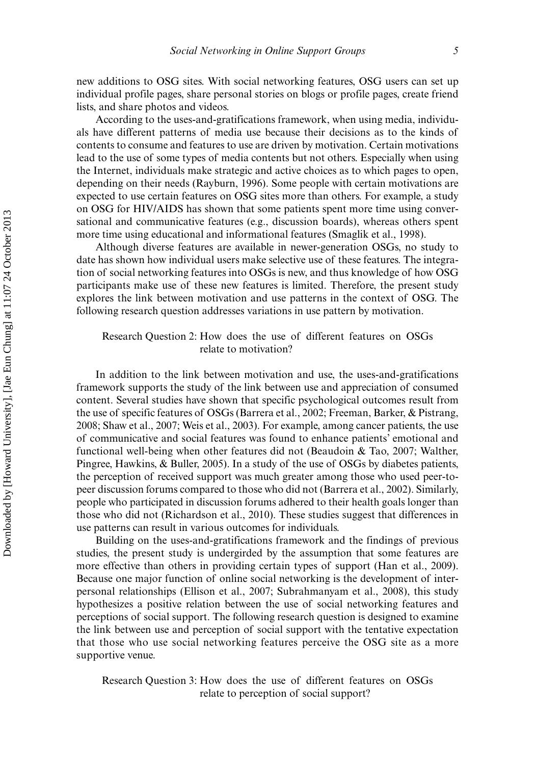new additions to OSG sites. With social networking features, OSG users can set up individual profile pages, share personal stories on blogs or profile pages, create friend lists, and share photos and videos.

According to the uses-and-gratifications framework, when using media, individuals have different patterns of media use because their decisions as to the kinds of contents to consume and features to use are driven by motivation. Certain motivations lead to the use of some types of media contents but not others. Especially when using the Internet, individuals make strategic and active choices as to which pages to open, depending on their needs (Rayburn, 1996). Some people with certain motivations are expected to use certain features on OSG sites more than others. For example, a study on OSG for HIV/AIDS has shown that some patients spent more time using conversational and communicative features (e.g., discussion boards), whereas others spent more time using educational and informational features (Smaglik et al., 1998).

Although diverse features are available in newer-generation OSGs, no study to date has shown how individual users make selective use of these features. The integration of social networking features into OSGs is new, and thus knowledge of how OSG participants make use of these new features is limited. Therefore, the present study explores the link between motivation and use patterns in the context of OSG. The following research question addresses variations in use pattern by motivation.

> Research Question 2: How does the use of different features on OSGs relate to motivation?

In addition to the link between motivation and use, the uses-and-gratifications framework supports the study of the link between use and appreciation of consumed content. Several studies have shown that specific psychological outcomes result from the use of specific features of OSGs (Barrera et al., 2002; Freeman, Barker, & Pistrang, 2008; Shaw et al., 2007; Weis et al., 2003). For example, among cancer patients, the use of communicative and social features was found to enhance patients' emotional and functional well-being when other features did not (Beaudoin & Tao, 2007; Walther, Pingree, Hawkins, & Buller, 2005). In a study of the use of OSGs by diabetes patients, the perception of received support was much greater among those who used peer-to-peer discussion forums compared to those who did not (Barrera et al., 2002). Similarly, people who participated in discussion forums adhered to their health goals longer than those who did not (Richardson et al., 2010). These studies suggest that differences in use patterns can result in various outcomes for individuals.

Building on the uses-and-gratifications framework and the findings of previous studies, the present study is undergirded by the assumption that some features are more effective than others in providing certain types of support (Han et al., 2009). Because one major function of online social networking is the development of interpersonal relationships (Ellison et al., 2007; Subrahmanyam et al., 2008), this study hypothesizes a positive relation between the use of social networking features and perceptions of social support. The following research question is designed to examine the link between use and perception of social support with the tentative expectation that those who use social networking features perceive the OSG site as a more supportive venue.

> Research Question 3: How does the use of different features on OSGs relate to perception of social support?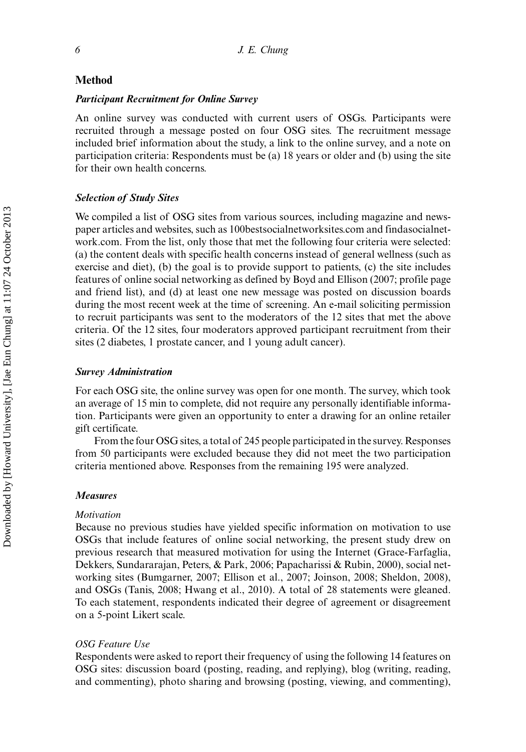## Method

### *Participant Recruitment for Online Survey*

An online survey was conducted with current users of OSGs. Participants were recruited through a message posted on four OSG sites. The recruitment message included brief information about the study, a link to the online survey, and a note on participation criteria: Respondents must be (a) 18 years or older and (b) using the site for their own health concerns.

### *Selection of Study Sites*

We compiled a list of OSG sites from various sources, including magazine and newspaper articles and websites, such as 100bestsocialnetworksites.com and findasocialnetwork.com. From the list, only those that met the following four criteria were selected: (a) the content deals with specific health concerns instead of general wellness (such as exercise and diet), (b) the goal is to provide support to patients, (c) the site includes features of online social networking as defined by Boyd and Ellison (2007; profile page and friend list), and (d) at least one new message was posted on discussion boards during the most recent week at the time of screening. An e-mail soliciting permission to recruit participants was sent to the moderators of the 12 sites that met the above criteria. Of the 12 sites, four moderators approved participant recruitment from their sites (2 diabetes, 1 prostate cancer, and 1 young adult cancer).

### *Survey Administration*

For each OSG site, the online survey was open for one month. The survey, which took an average of 15 min to complete, did not require any personally identifiable information. Participants were given an opportunity to enter a drawing for an online retailer gift certificate.

From the four OSG sites, a total of 245 people participated in the survey. Responses from 50 participants were excluded because they did not meet the two participation criteria mentioned above. Responses from the remaining 195 were analyzed.

### *Measures*

#### *Motivation*

Because no previous studies have yielded specific information on motivation to use OSGs that include features of online social networking, the present study drew on previous research that measured motivation for using the Internet (Grace-Farfaglia, Dekkers, Sundararajan, Peters, & Park, 2006; Papacharissi & Rubin, 2000), social networking sites (Bumgarner, 2007; Ellison et al., 2007; Joinson, 2008; Sheldon, 2008), and OSGs (Tanis, 2008; Hwang et al., 2010). A total of 28 statements were gleaned. To each statement, respondents indicated their degree of agreement or disagreement on a 5-point Likert scale.

#### *OSG Feature Use*

Respondents were asked to report their frequency of using the following 14 features on OSG sites: discussion board (posting, reading, and replying), blog (writing, reading, and commenting), photo sharing and browsing (posting, viewing, and commenting),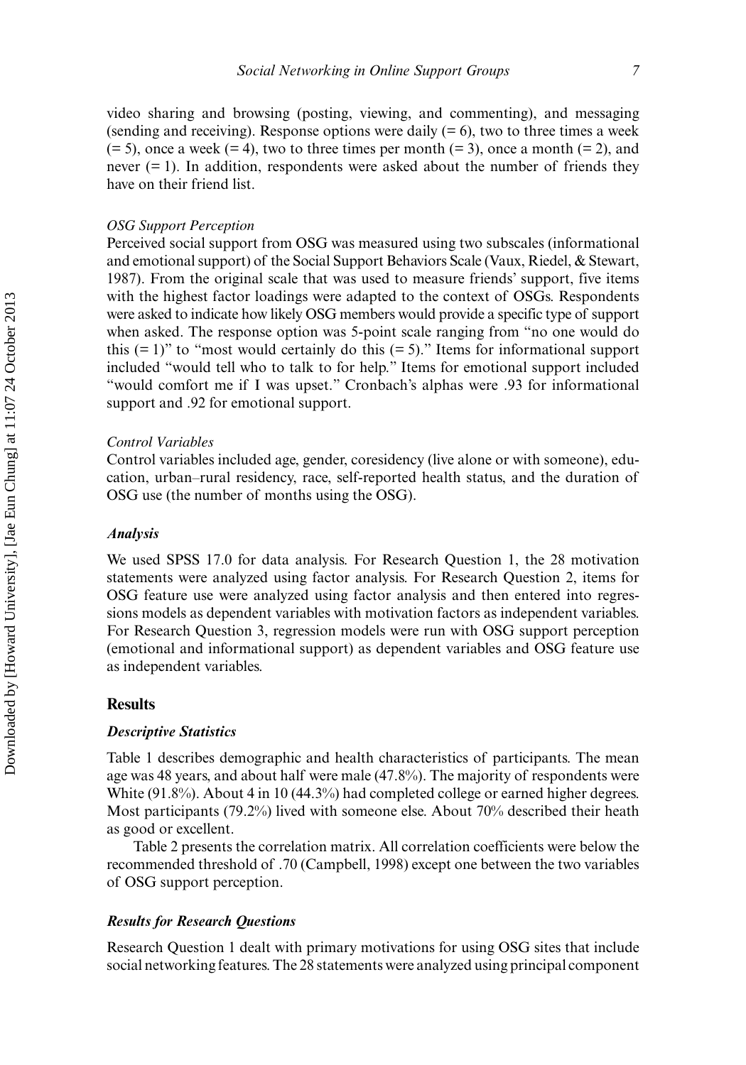video sharing and browsing (posting, viewing, and commenting), and messaging (sending and receiving). Response options were daily (= 6), two to three times a week (= 5), once a week (= 4), two to three times per month (= 3), once a month (= 2), and never (= 1). In addition, respondents were asked about the number of friends they have on their friend list.

*OSG Support Perception*

Perceived social support from OSG was measured using two subscales (informational and emotional support) of the Social Support Behaviors Scale (Vaux, Riedel, & Stewart, 1987). From the original scale that was used to measure friends' support, five items with the highest factor loadings were adapted to the context of OSGs. Respondents were asked to indicate how likely OSG members would provide a specific type of support when asked. The response option was 5-point scale ranging from "no one would do this (= 1)" to "most would certainly do this (= 5)." Items for informational support included "would tell who to talk to for help." Items for emotional support included "would comfort me if I was upset." Cronbach's alphas were .93 for informational support and .92 for emotional support.

*Control Variables*

Control variables included age, gender, coresidency (live alone or with someone), education, urban–rural residency, race, self-reported health status, and the duration of OSG use (the number of months using the OSG).

### *Analysis*

We used SPSS 17.0 for data analysis. For Research Question 1, the 28 motivation statements were analyzed using factor analysis. For Research Question 2, items for OSG feature use were analyzed using factor analysis and then entered into regressions models as dependent variables with motivation factors as independent variables. For Research Question 3, regression models were run with OSG support perception (emotional and informational support) as dependent variables and OSG feature use as independent variables.

## Results

### *Descriptive Statistics*

Table 1 describes demographic and health characteristics of participants. The mean age was 48 years, and about half were male (47.8%). The majority of respondents were White (91.8%). About 4 in 10 (44.3%) had completed college or earned higher degrees. Most participants (79.2%) lived with someone else. About 70% described their heath as good or excellent.

Table 2 presents the correlation matrix. All correlation coefficients were below the recommended threshold of .70 (Campbell, 1998) except one between the two variables of OSG support perception.

### *Results for Research Questions*

Research Question 1 dealt with primary motivations for using OSG sites that include social networking features. The 28 statements were analyzed using principal component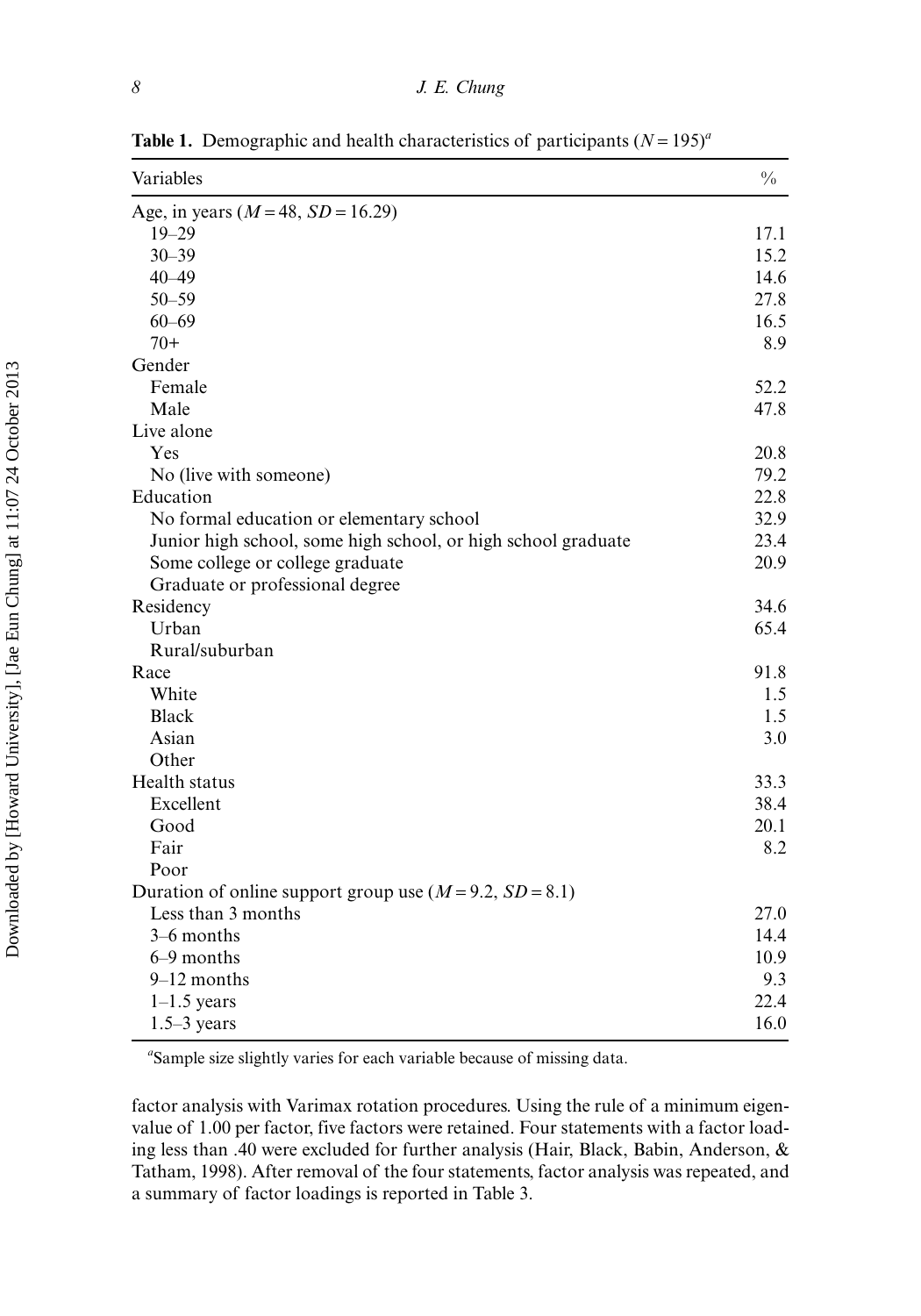**Table 1.** Demographic and health characteristics of participants ($N = 195$)[a]

| Variables | % |
|---|---|
| Age, in years ($M = 48$, $SD = 16.29$) | |
| 19–29 | 17.1 |
| 30–39 | 15.2 |
| 40–49 | 14.6 |
| 50–59 | 27.8 |
| 60–69 | 16.5 |
| 70+ | 8.9 |
| Gender | |
| Female | 52.2 |
| Male | 47.8 |
| Live alone | |
| Yes | 20.8 |
| No (live with someone) | 79.2 |
| Education | 22.8 |
| No formal education or elementary school | 32.9 |
| Junior high school, some high school, or high school graduate | 23.4 |
| Some college or college graduate | 20.9 |
| Graduate or professional degree | |
| Residency | 34.6 |
| Urban | 65.4 |
| Rural/suburban | |
| Race | 91.8 |
| White | 1.5 |
| Black | 1.5 |
| Asian | 3.0 |
| Other | |
| Health status | 33.3 |
| Excellent | 38.4 |
| Good | 20.1 |
| Fair | 8.2 |
| Poor | |
| Duration of online support group use ($M = 9.2$, $SD = 8.1$) | |
| Less than 3 months | 27.0 |
| 3–6 months | 14.4 |
| 6–9 months | 10.9 |
| 9–12 months | 9.3 |
| 1–1.5 years | 22.4 |
| 1.5–3 years | 16.0 |

[a]Sample size slightly varies for each variable because of missing data.

factor analysis with Varimax rotation procedures. Using the rule of a minimum eigenvalue of 1.00 per factor, five factors were retained. Four statements with a factor loading less than .40 were excluded for further analysis (Hair, Black, Babin, Anderson, & Tatham, 1998). After removal of the four statements, factor analysis was repeated, and a summary of factor loadings is reported in Table 3.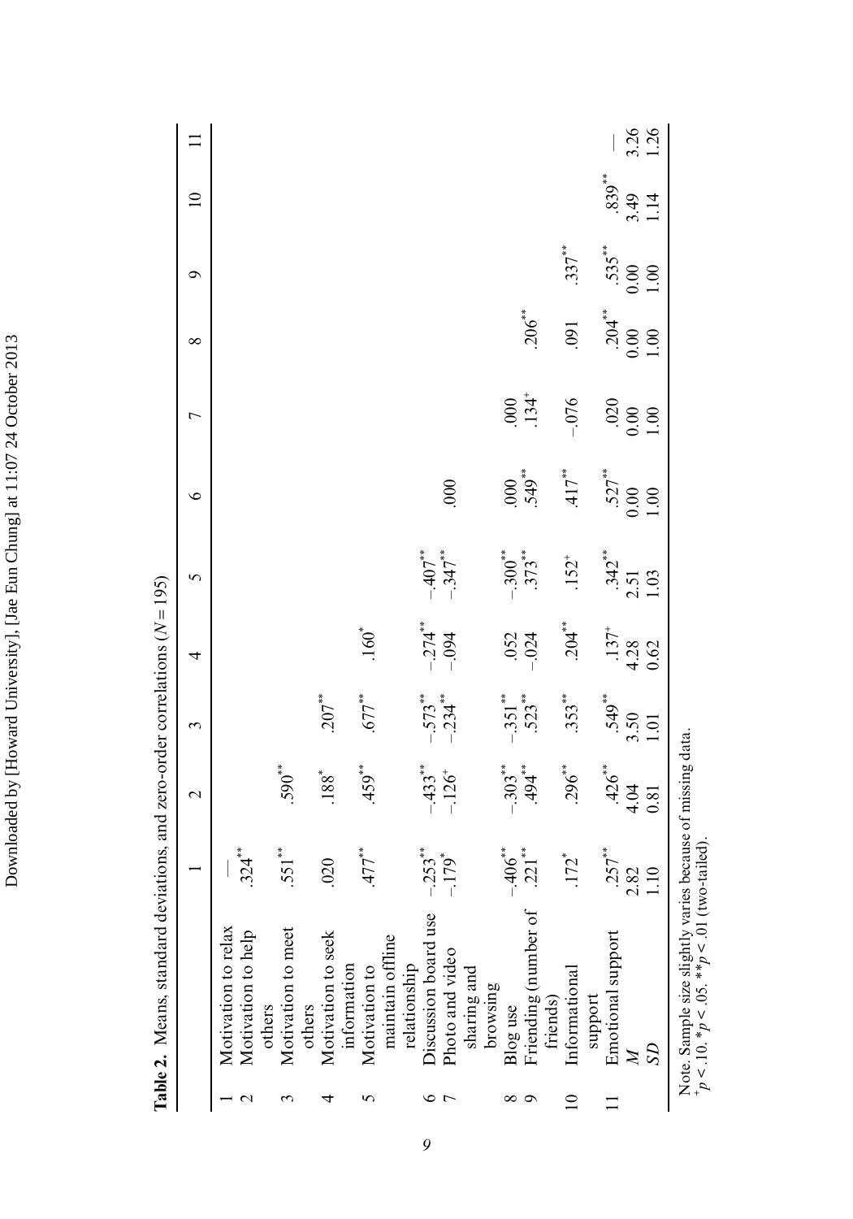**Table 2.** Means, standard deviations, and zero-order correlations ($N = 195$)

| | | 1 | 2 | 3 | 4 | 5 | 6 | 7 | 8 | 9 | 10 | 11 |
|---|---|---|---|---|---|---|---|---|---|---|---|---|
| 1 | Motivation to relax | — | | | | | | | | | | |
| 2 | Motivation to help others | .324** | | | | | | | | | | |
| 3 | Motivation to meet others | .551** | .590** | | | | | | | | | |
| 4 | Motivation to seek information | .020 | .188* | .207** | | | | | | | | |
| 5 | Motivation to maintain offline relationship | .477** | .459** | .677** | .160* | | | | | | | |
| 6 | Discussion board use | –.253** | –.433** | –.573** | –.274** | –.407** | | | | | | |
| 7 | Photo and video sharing and browsing | –.179* | –.126+ | –.234** | –.094 | –.347** | .000 | | | | | |
| 8 | Blog use | –.406** | –.303** | –.351** | .052 | –.300** | .000 | .000 | | | | |
| 9 | Friending (number of friends) | .221** | .494** | .523** | –.024 | .373** | .549** | .134+ | .206** | | | |
| 10 | Informational support | .172* | .296** | .353** | .204** | .152+ | .417** | –.076 | .091 | .337** | | |
| 11 | Emotional support | .257** | .426** | .549** | .137+ | .342** | .527** | .020 | .204** | .535** | .839** | — |
| | *M* | 2.82 | 4.04 | 3.50 | 4.28 | 2.51 | 0.00 | 0.00 | 0.00 | 0.00 | 3.49 | 3.26 |
| | *SD* | 1.10 | 0.81 | 1.01 | 0.62 | 1.03 | 1.00 | 1.00 | 1.00 | 1.00 | 1.14 | 1.26 |

Note. Sample size slightly varies because of missing data.
+$p < .10$. *$p < .05$. **$p < .01$ (two-tailed).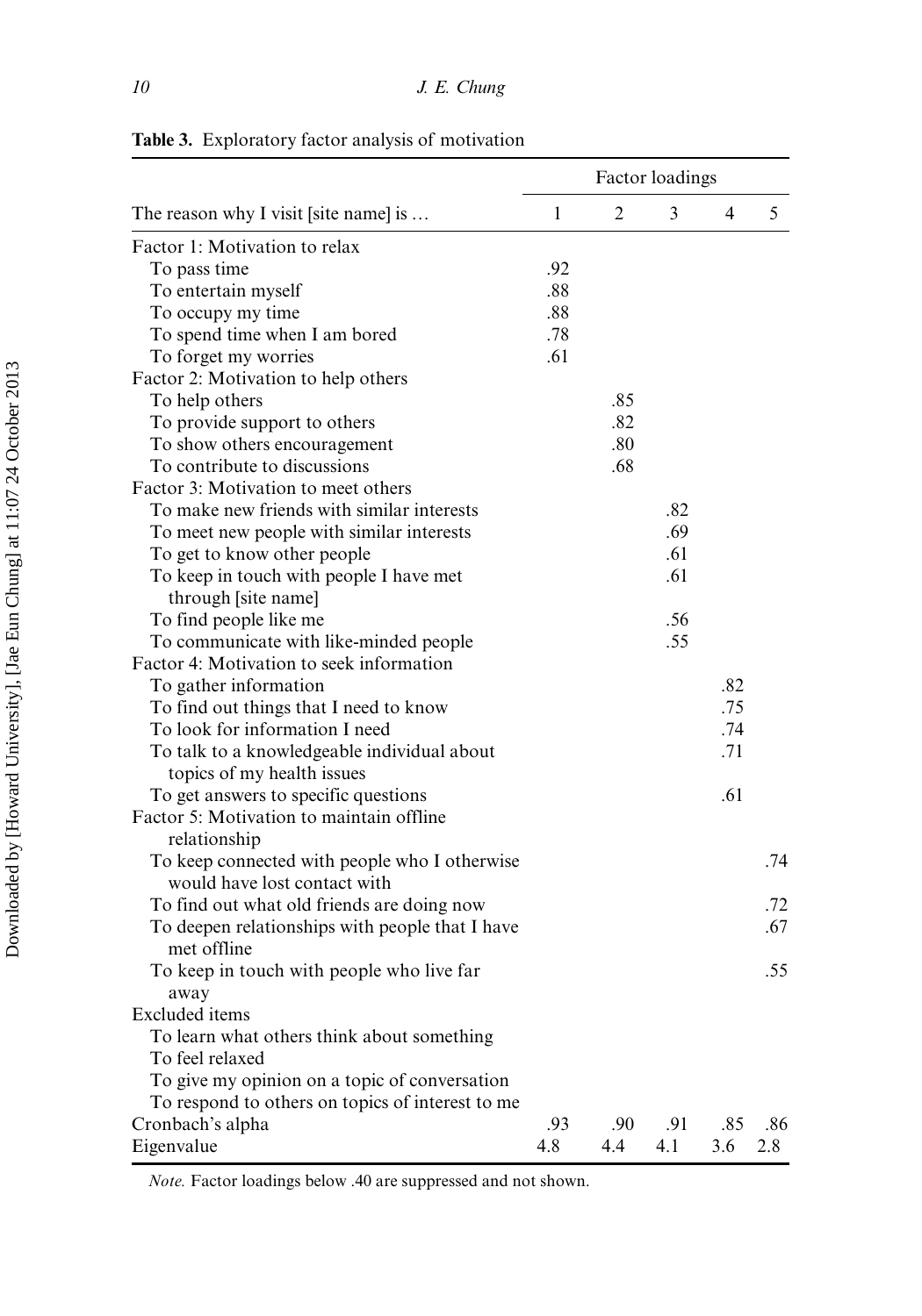**Table 3.** Exploratory factor analysis of motivation

| The reason why I visit [site name] is … | Factor loadings | | | | |
|---|---|---|---|---|---|
| | 1 | 2 | 3 | 4 | 5 |
| Factor 1: Motivation to relax | | | | | |
| To pass time | .92 | | | | |
| To entertain myself | .88 | | | | |
| To occupy my time | .88 | | | | |
| To spend time when I am bored | .78 | | | | |
| To forget my worries | .61 | | | | |
| Factor 2: Motivation to help others | | | | | |
| To help others | | .85 | | | |
| To provide support to others | | .82 | | | |
| To show others encouragement | | .80 | | | |
| To contribute to discussions | | .68 | | | |
| Factor 3: Motivation to meet others | | | | | |
| To make new friends with similar interests | | | .82 | | |
| To meet new people with similar interests | | | .69 | | |
| To get to know other people | | | .61 | | |
| To keep in touch with people I have met through [site name] | | | .61 | | |
| To find people like me | | | .56 | | |
| To communicate with like-minded people | | | .55 | | |
| Factor 4: Motivation to seek information | | | | | |
| To gather information | | | | .82 | |
| To find out things that I need to know | | | | .75 | |
| To look for information I need | | | | .74 | |
| To talk to a knowledgeable individual about topics of my health issues | | | | .71 | |
| To get answers to specific questions | | | | .61 | |
| Factor 5: Motivation to maintain offline relationship | | | | | |
| To keep connected with people who I otherwise would have lost contact with | | | | | .74 |
| To find out what old friends are doing now | | | | | .72 |
| To deepen relationships with people that I have met offline | | | | | .67 |
| To keep in touch with people who live far away | | | | | .55 |
| Excluded items | | | | | |
| To learn what others think about something | | | | | |
| To feel relaxed | | | | | |
| To give my opinion on a topic of conversation | | | | | |
| To respond to others on topics of interest to me | | | | | |
| Cronbach's alpha | .93 | .90 | .91 | .85 | .86 |
| Eigenvalue | 4.8 | 4.4 | 4.1 | 3.6 | 2.8 |

*Note.* Factor loadings below .40 are suppressed and not shown.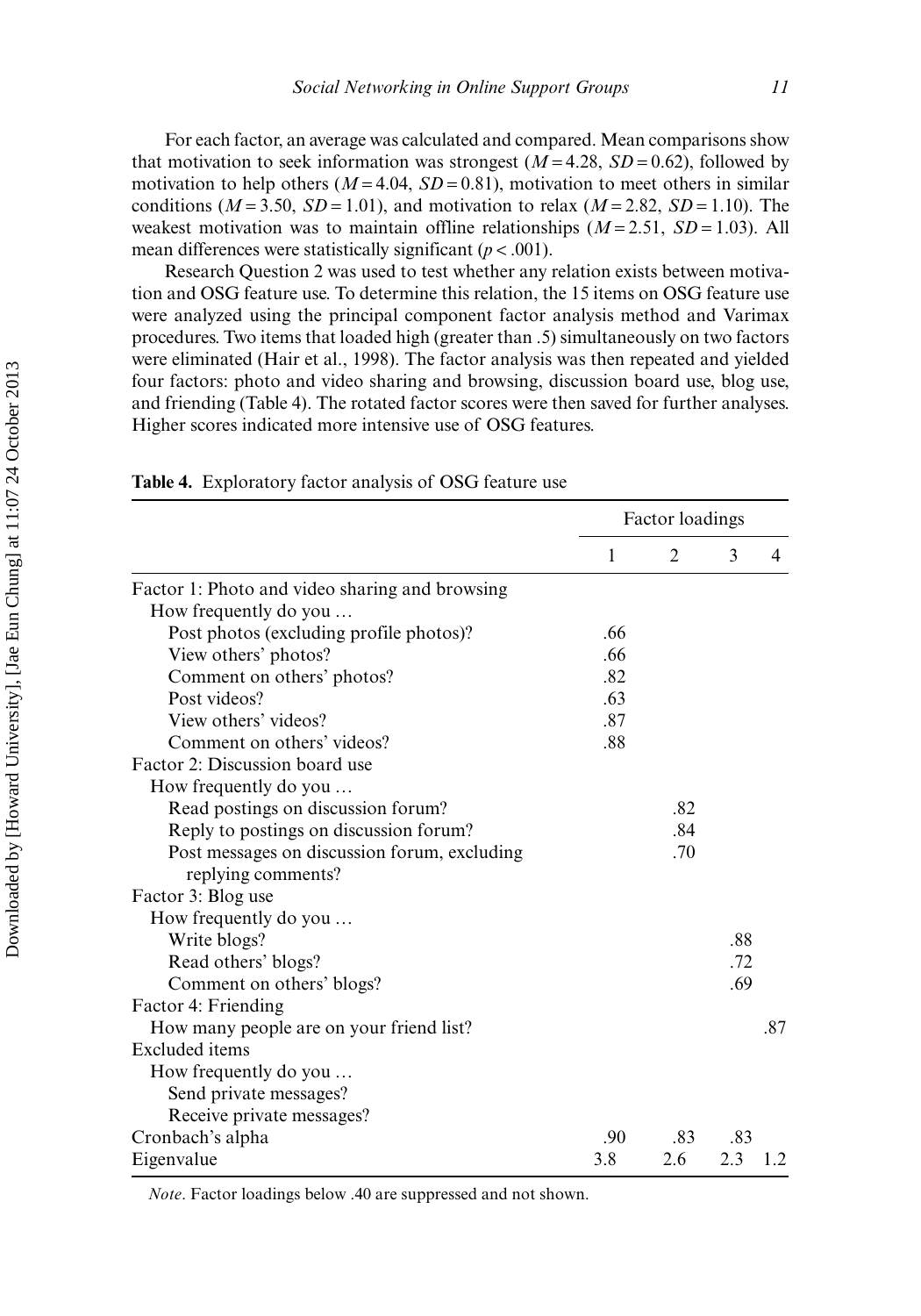For each factor, an average was calculated and compared. Mean comparisons show that motivation to seek information was strongest ($M = 4.28$, $SD = 0.62$), followed by motivation to help others ($M = 4.04$, $SD = 0.81$), motivation to meet others in similar conditions ($M = 3.50$, $SD = 1.01$), and motivation to relax ($M = 2.82$, $SD = 1.10$). The weakest motivation was to maintain offline relationships ($M = 2.51$, $SD = 1.03$). All mean differences were statistically significant ($p < .001$).

Research Question 2 was used to test whether any relation exists between motivation and OSG feature use. To determine this relation, the 15 items on OSG feature use were analyzed using the principal component factor analysis method and Varimax procedures. Two items that loaded high (greater than .5) simultaneously on two factors were eliminated (Hair et al., 1998). The factor analysis was then repeated and yielded four factors: photo and video sharing and browsing, discussion board use, blog use, and friending (Table 4). The rotated factor scores were then saved for further analyses. Higher scores indicated more intensive use of OSG features.

**Table 4.** Exploratory factor analysis of OSG feature use

| | Factor loadings | | | |
|---|---|---|---|---|
| | 1 | 2 | 3 | 4 |
| Factor 1: Photo and video sharing and browsing | | | | |
| How frequently do you … | | | | |
| Post photos (excluding profile photos)? | .66 | | | |
| View others' photos? | .66 | | | |
| Comment on others' photos? | .82 | | | |
| Post videos? | .63 | | | |
| View others' videos? | .87 | | | |
| Comment on others' videos? | .88 | | | |
| Factor 2: Discussion board use | | | | |
| How frequently do you … | | | | |
| Read postings on discussion forum? | | .82 | | |
| Reply to postings on discussion forum? | | .84 | | |
| Post messages on discussion forum, excluding replying comments? | | .70 | | |
| Factor 3: Blog use | | | | |
| How frequently do you … | | | | |
| Write blogs? | | | .88 | |
| Read others' blogs? | | | .72 | |
| Comment on others' blogs? | | | .69 | |
| Factor 4: Friending | | | | |
| How many people are on your friend list? | | | | .87 |
| Excluded items | | | | |
| How frequently do you … | | | | |
| Send private messages? | | | | |
| Receive private messages? | | | | |
| Cronbach's alpha | .90 | .83 | .83 | |
| Eigenvalue | 3.8 | 2.6 | 2.3 | 1.2 |

*Note*. Factor loadings below .40 are suppressed and not shown.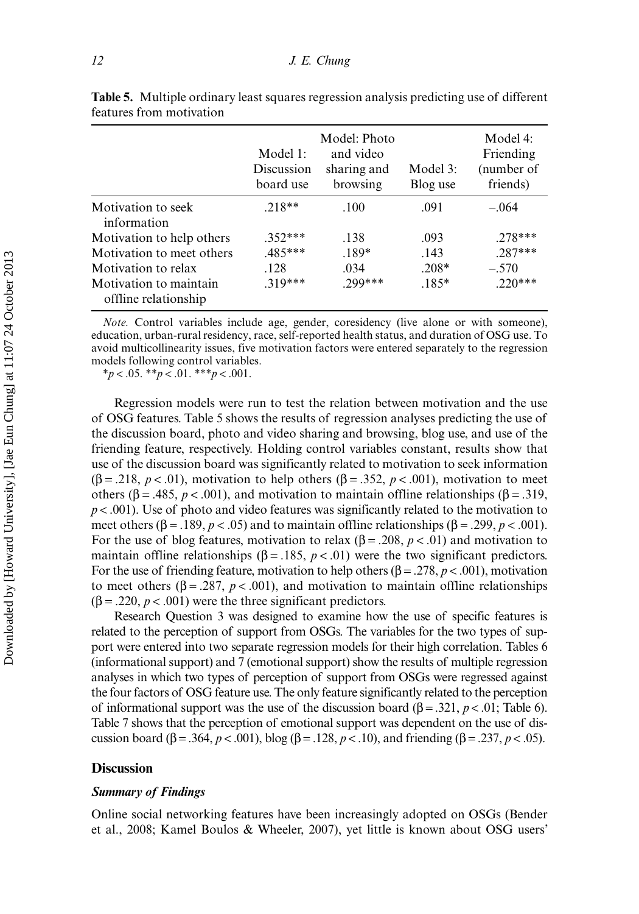**Table 5.** Multiple ordinary least squares regression analysis predicting use of different features from motivation

| | Model 1: Discussion board use | Model: Photo and video sharing and browsing | Model 3: Blog use | Model 4: Friending (number of friends) |
|---|---|---|---|---|
| Motivation to seek information | .218** | .100 | .091 | –.064 |
| Motivation to help others | .352*** | .138 | .093 | .278*** |
| Motivation to meet others | .485*** | .189* | .143 | .287*** |
| Motivation to relax | .128 | .034 | .208* | –.570 |
| Motivation to maintain offline relationship | .319*** | .299*** | .185* | .220*** |

*Note.* Control variables include age, gender, coresidency (live alone or with someone), education, urban-rural residency, race, self-reported health status, and duration of OSG use. To avoid multicollinearity issues, five motivation factors were entered separately to the regression models following control variables.

*$p < .05$. **$p < .01$. ***$p < .001$.

Regression models were run to test the relation between motivation and the use of OSG features. Table 5 shows the results of regression analyses predicting the use of the discussion board, photo and video sharing and browsing, blog use, and use of the friending feature, respectively. Holding control variables constant, results show that use of the discussion board was significantly related to motivation to seek information ($\beta = .218$, $p < .01$), motivation to help others ($\beta = .352$, $p < .001$), motivation to meet others ($\beta = .485$, $p < .001$), and motivation to maintain offline relationships ($\beta = .319$, $p < .001$). Use of photo and video features was significantly related to the motivation to meet others ($\beta = .189$, $p < .05$) and to maintain offline relationships ($\beta = .299$, $p < .001$). For the use of blog features, motivation to relax ($\beta = .208$, $p < .01$) and motivation to maintain offline relationships ($\beta = .185$, $p < .01$) were the two significant predictors. For the use of friending feature, motivation to help others ($\beta = .278$, $p < .001$), motivation to meet others ($\beta = .287$, $p < .001$), and motivation to maintain offline relationships ($\beta = .220$, $p < .001$) were the three significant predictors.

Research Question 3 was designed to examine how the use of specific features is related to the perception of support from OSGs. The variables for the two types of support were entered into two separate regression models for their high correlation. Tables 6 (informational support) and 7 (emotional support) show the results of multiple regression analyses in which two types of perception of support from OSGs were regressed against the four factors of OSG feature use. The only feature significantly related to the perception of informational support was the use of the discussion board ($\beta = .321$, $p < .01$; Table 6). Table 7 shows that the perception of emotional support was dependent on the use of discussion board ($\beta = .364$, $p < .001$), blog ($\beta = .128$, $p < .10$), and friending ($\beta = .237$, $p < .05$).

## Discussion

### *Summary of Findings*

Online social networking features have been increasingly adopted on OSGs (Bender et al., 2008; Kamel Boulos & Wheeler, 2007), yet little is known about OSG users'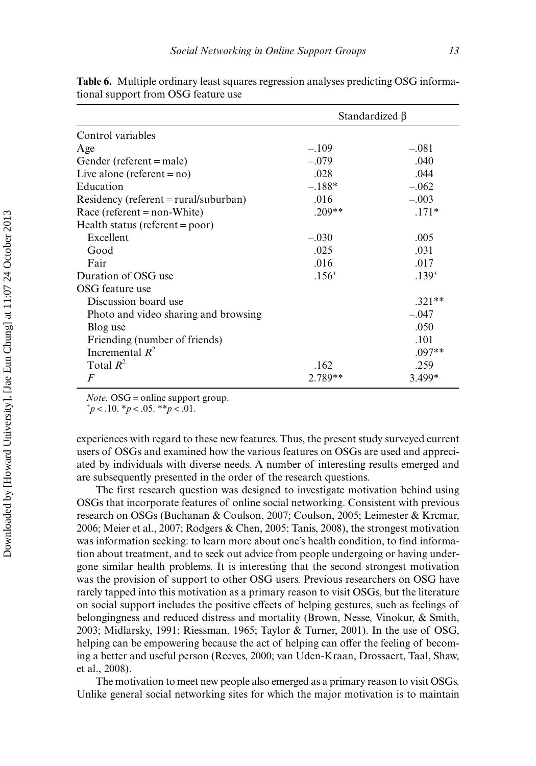**Table 6.** Multiple ordinary least squares regression analyses predicting OSG informational support from OSG feature use

| | Standardized β | |
|---|---|---|
| Control variables | | |
| Age | –.109 | –.081 |
| Gender (referent = male) | –.079 | .040 |
| Live alone (referent = no) | .028 | .044 |
| Education | –.188* | –.062 |
| Residency (referent = rural/suburban) | .016 | –.003 |
| Race (referent = non-White) | .209** | .171* |
| Health status (referent = poor) | | |
| Excellent | –.030 | .005 |
| Good | .025 | .031 |
| Fair | .016 | .017 |
| Duration of OSG use | .156⁺ | .139⁺ |
| OSG feature use | | |
| Discussion board use | | .321** |
| Photo and video sharing and browsing | | –.047 |
| Blog use | | .050 |
| Friending (number of friends) | | .101 |
| Incremental $R^2$ | | .097** |
| Total $R^2$ | .162 | .259 |
| $F$ | 2.789** | 3.499* |

*Note.* OSG = online support group.
⁺$p < .10$. *$p < .05$. **$p < .01$.

experiences with regard to these new features. Thus, the present study surveyed current users of OSGs and examined how the various features on OSGs are used and appreciated by individuals with diverse needs. A number of interesting results emerged and are subsequently presented in the order of the research questions.

The first research question was designed to investigate motivation behind using OSGs that incorporate features of online social networking. Consistent with previous research on OSGs (Buchanan & Coulson, 2007; Coulson, 2005; Leimester & Krcmar, 2006; Meier et al., 2007; Rodgers & Chen, 2005; Tanis, 2008), the strongest motivation was information seeking: to learn more about one's health condition, to find information about treatment, and to seek out advice from people undergoing or having undergone similar health problems. It is interesting that the second strongest motivation was the provision of support to other OSG users. Previous researchers on OSG have rarely tapped into this motivation as a primary reason to visit OSGs, but the literature on social support includes the positive effects of helping gestures, such as feelings of belongingness and reduced distress and mortality (Brown, Nesse, Vinokur, & Smith, 2003; Midlarsky, 1991; Riessman, 1965; Taylor & Turner, 2001). In the use of OSG, helping can be empowering because the act of helping can offer the feeling of becoming a better and useful person (Reeves, 2000; van Uden-Kraan, Drossaert, Taal, Shaw, et al., 2008).

The motivation to meet new people also emerged as a primary reason to visit OSGs. Unlike general social networking sites for which the major motivation is to maintain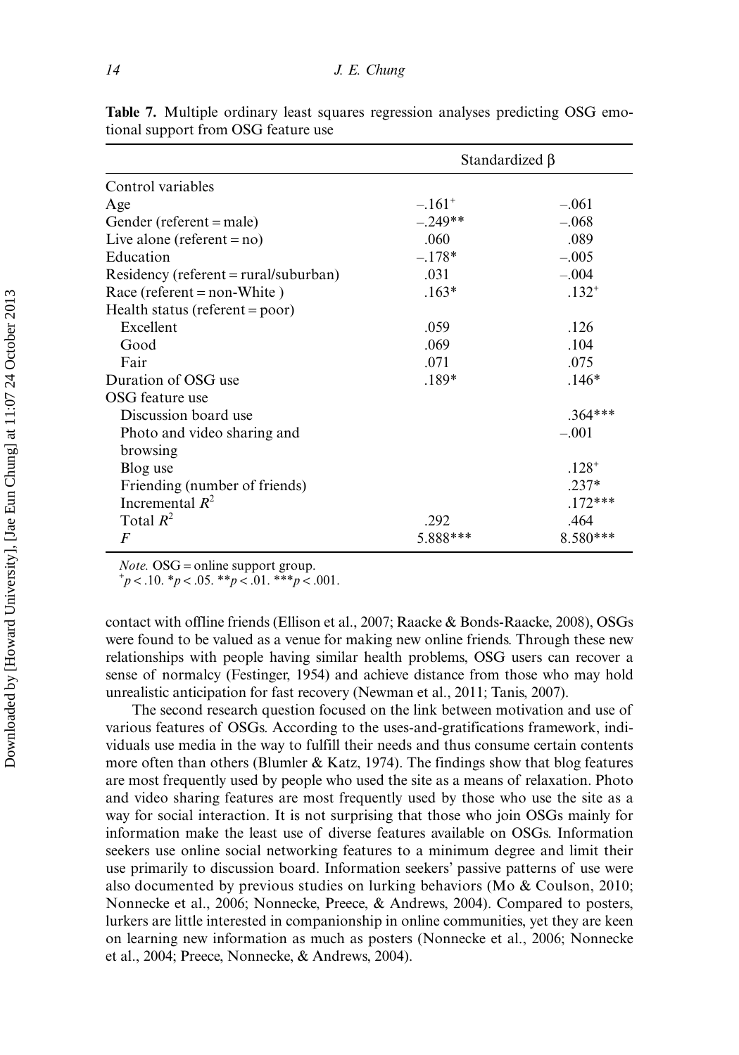**Table 7.** Multiple ordinary least squares regression analyses predicting OSG emotional support from OSG feature use

| | Standardized β | |
|---|---|---|
| Control variables | | |
| Age | $-.161^{+}$ | $-.061$ |
| Gender (referent = male) | $-.249^{**}$ | $-.068$ |
| Live alone (referent = no) | .060 | .089 |
| Education | $-.178^{*}$ | $-.005$ |
| Residency (referent = rural/suburban) | .031 | $-.004$ |
| Race (referent = non-White ) | $.163^{*}$ | $.132^{+}$ |
| Health status (referent = poor) | | |
| Excellent | .059 | .126 |
| Good | .069 | .104 |
| Fair | .071 | .075 |
| Duration of OSG use | $.189^{*}$ | $.146^{*}$ |
| OSG feature use | | |
| Discussion board use | | $.364^{***}$ |
| Photo and video sharing and browsing | | $-.001$ |
| Blog use | | $.128^{+}$ |
| Friending (number of friends) | | $.237^{*}$ |
| Incremental $R^2$ | | $.172^{***}$ |
| Total $R^2$ | .292 | .464 |
| $F$ | $5.888^{***}$ | $8.580^{***}$ |

*Note.* OSG = online support group.
$^{+}p < .10$. $^{*}p < .05$. $^{**}p < .01$. $^{***}p < .001$.

contact with offline friends (Ellison et al., 2007; Raacke & Bonds-Raacke, 2008), OSGs were found to be valued as a venue for making new online friends. Through these new relationships with people having similar health problems, OSG users can recover a sense of normalcy (Festinger, 1954) and achieve distance from those who may hold unrealistic anticipation for fast recovery (Newman et al., 2011; Tanis, 2007).

The second research question focused on the link between motivation and use of various features of OSGs. According to the uses-and-gratifications framework, individuals use media in the way to fulfill their needs and thus consume certain contents more often than others (Blumler & Katz, 1974). The findings show that blog features are most frequently used by people who used the site as a means of relaxation. Photo and video sharing features are most frequently used by those who use the site as a way for social interaction. It is not surprising that those who join OSGs mainly for information make the least use of diverse features available on OSGs. Information seekers use online social networking features to a minimum degree and limit their use primarily to discussion board. Information seekers' passive patterns of use were also documented by previous studies on lurking behaviors (Mo & Coulson, 2010; Nonnecke et al., 2006; Nonnecke, Preece, & Andrews, 2004). Compared to posters, lurkers are little interested in companionship in online communities, yet they are keen on learning new information as much as posters (Nonnecke et al., 2006; Nonnecke et al., 2004; Preece, Nonnecke, & Andrews, 2004).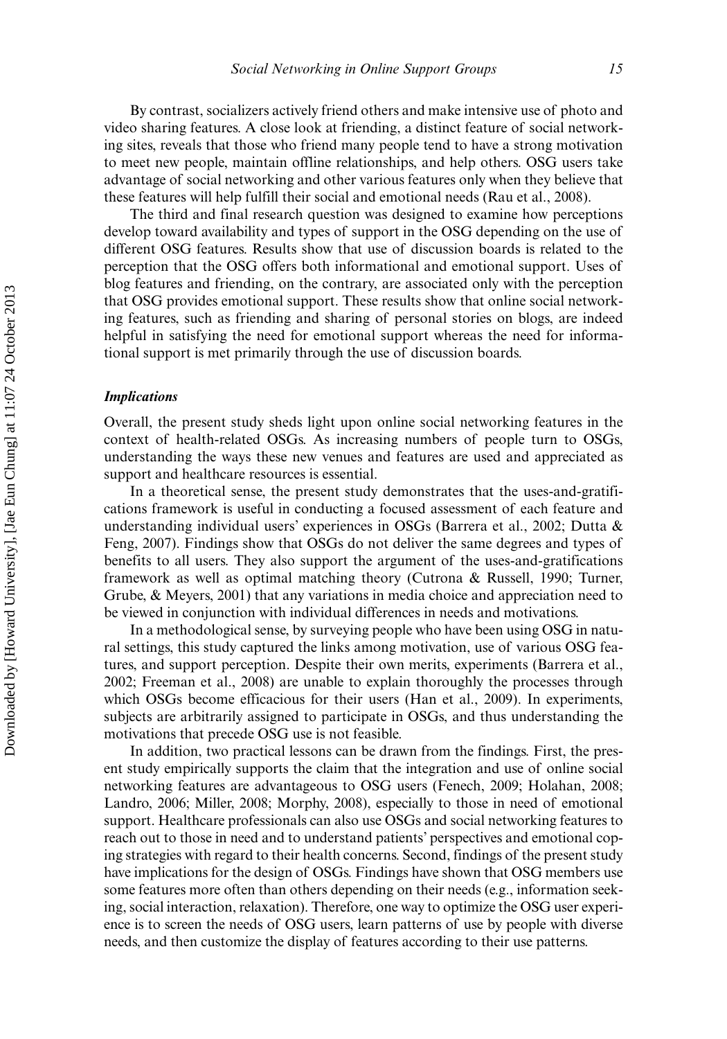By contrast, socializers actively friend others and make intensive use of photo and video sharing features. A close look at friending, a distinct feature of social networking sites, reveals that those who friend many people tend to have a strong motivation to meet new people, maintain offline relationships, and help others. OSG users take advantage of social networking and other various features only when they believe that these features will help fulfill their social and emotional needs (Rau et al., 2008).

The third and final research question was designed to examine how perceptions develop toward availability and types of support in the OSG depending on the use of different OSG features. Results show that use of discussion boards is related to the perception that the OSG offers both informational and emotional support. Uses of blog features and friending, on the contrary, are associated only with the perception that OSG provides emotional support. These results show that online social networking features, such as friending and sharing of personal stories on blogs, are indeed helpful in satisfying the need for emotional support whereas the need for informational support is met primarily through the use of discussion boards.

### *Implications*

Overall, the present study sheds light upon online social networking features in the context of health-related OSGs. As increasing numbers of people turn to OSGs, understanding the ways these new venues and features are used and appreciated as support and healthcare resources is essential.

In a theoretical sense, the present study demonstrates that the uses-and-gratifications framework is useful in conducting a focused assessment of each feature and understanding individual users' experiences in OSGs (Barrera et al., 2002; Dutta & Feng, 2007). Findings show that OSGs do not deliver the same degrees and types of benefits to all users. They also support the argument of the uses-and-gratifications framework as well as optimal matching theory (Cutrona & Russell, 1990; Turner, Grube, & Meyers, 2001) that any variations in media choice and appreciation need to be viewed in conjunction with individual differences in needs and motivations.

In a methodological sense, by surveying people who have been using OSG in natural settings, this study captured the links among motivation, use of various OSG features, and support perception. Despite their own merits, experiments (Barrera et al., 2002; Freeman et al., 2008) are unable to explain thoroughly the processes through which OSGs become efficacious for their users (Han et al., 2009). In experiments, subjects are arbitrarily assigned to participate in OSGs, and thus understanding the motivations that precede OSG use is not feasible.

In addition, two practical lessons can be drawn from the findings. First, the present study empirically supports the claim that the integration and use of online social networking features are advantageous to OSG users (Fenech, 2009; Holahan, 2008; Landro, 2006; Miller, 2008; Morphy, 2008), especially to those in need of emotional support. Healthcare professionals can also use OSGs and social networking features to reach out to those in need and to understand patients' perspectives and emotional coping strategies with regard to their health concerns. Second, findings of the present study have implications for the design of OSGs. Findings have shown that OSG members use some features more often than others depending on their needs (e.g., information seeking, social interaction, relaxation). Therefore, one way to optimize the OSG user experience is to screen the needs of OSG users, learn patterns of use by people with diverse needs, and then customize the display of features according to their use patterns.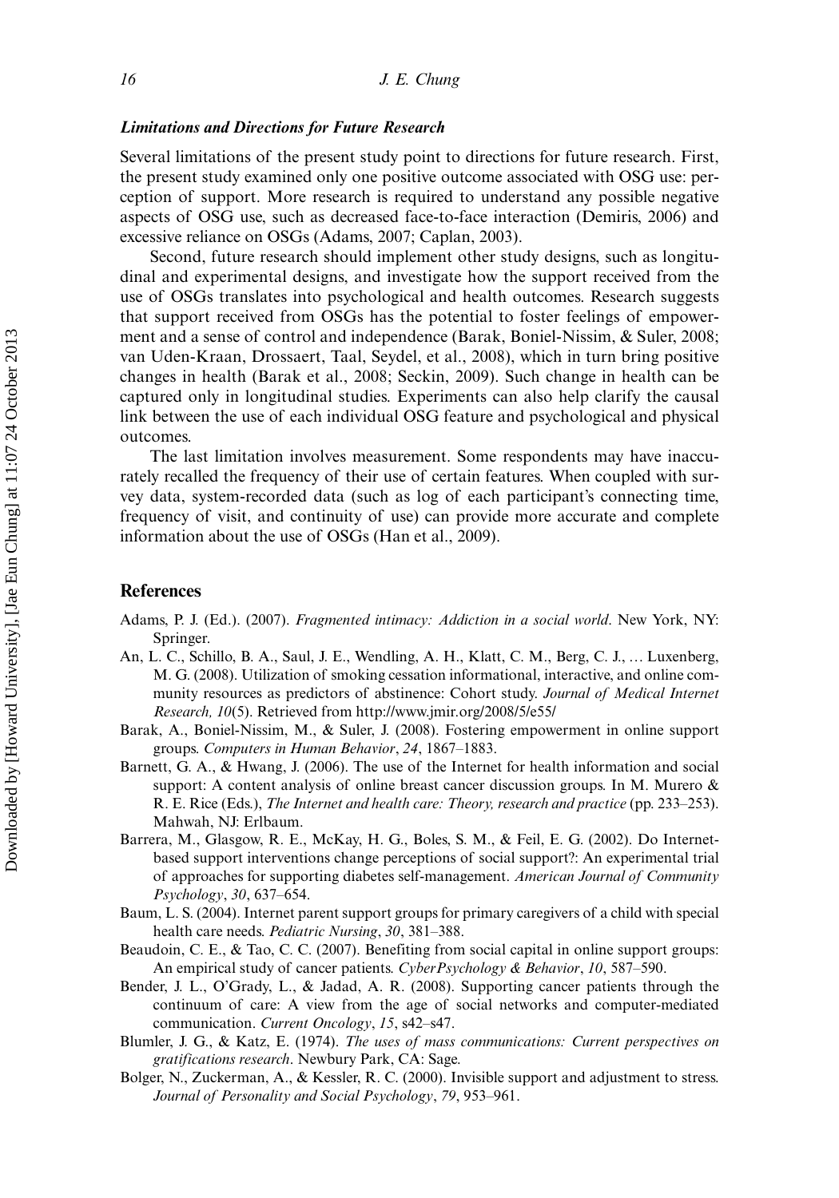### *Limitations and Directions for Future Research*

Several limitations of the present study point to directions for future research. First, the present study examined only one positive outcome associated with OSG use: perception of support. More research is required to understand any possible negative aspects of OSG use, such as decreased face-to-face interaction (Demiris, 2006) and excessive reliance on OSGs (Adams, 2007; Caplan, 2003).

Second, future research should implement other study designs, such as longitudinal and experimental designs, and investigate how the support received from the use of OSGs translates into psychological and health outcomes. Research suggests that support received from OSGs has the potential to foster feelings of empowerment and a sense of control and independence (Barak, Boniel-Nissim, & Suler, 2008; van Uden-Kraan, Drossaert, Taal, Seydel, et al., 2008), which in turn bring positive changes in health (Barak et al., 2008; Seckin, 2009). Such change in health can be captured only in longitudinal studies. Experiments can also help clarify the causal link between the use of each individual OSG feature and psychological and physical outcomes.

The last limitation involves measurement. Some respondents may have inaccurately recalled the frequency of their use of certain features. When coupled with survey data, system-recorded data (such as log of each participant's connecting time, frequency of visit, and continuity of use) can provide more accurate and complete information about the use of OSGs (Han et al., 2009).

## References

Adams, P. J. (Ed.). (2007). *Fragmented intimacy: Addiction in a social world*. New York, NY: Springer.

An, L. C., Schillo, B. A., Saul, J. E., Wendling, A. H., Klatt, C. M., Berg, C. J., … Luxenberg, M. G. (2008). Utilization of smoking cessation informational, interactive, and online community resources as predictors of abstinence: Cohort study. *Journal of Medical Internet Research, 10*(5). Retrieved from http://www.jmir.org/2008/5/e55/

Barak, A., Boniel-Nissim, M., & Suler, J. (2008). Fostering empowerment in online support groups. *Computers in Human Behavior*, *24*, 1867–1883.

Barnett, G. A., & Hwang, J. (2006). The use of the Internet for health information and social support: A content analysis of online breast cancer discussion groups. In M. Murero & R. E. Rice (Eds.), *The Internet and health care: Theory, research and practice* (pp. 233–253). Mahwah, NJ: Erlbaum.

Barrera, M., Glasgow, R. E., McKay, H. G., Boles, S. M., & Feil, E. G. (2002). Do Internet-based support interventions change perceptions of social support?: An experimental trial of approaches for supporting diabetes self-management. *American Journal of Community Psychology*, *30*, 637–654.

Baum, L. S. (2004). Internet parent support groups for primary caregivers of a child with special health care needs. *Pediatric Nursing*, *30*, 381–388.

Beaudoin, C. E., & Tao, C. C. (2007). Benefiting from social capital in online support groups: An empirical study of cancer patients. *CyberPsychology & Behavior*, *10*, 587–590.

Bender, J. L., O'Grady, L., & Jadad, A. R. (2008). Supporting cancer patients through the continuum of care: A view from the age of social networks and computer-mediated communication. *Current Oncology*, *15*, s42–s47.

Blumler, J. G., & Katz, E. (1974). *The uses of mass communications: Current perspectives on gratifications research*. Newbury Park, CA: Sage.

Bolger, N., Zuckerman, A., & Kessler, R. C. (2000). Invisible support and adjustment to stress. *Journal of Personality and Social Psychology*, *79*, 953–961.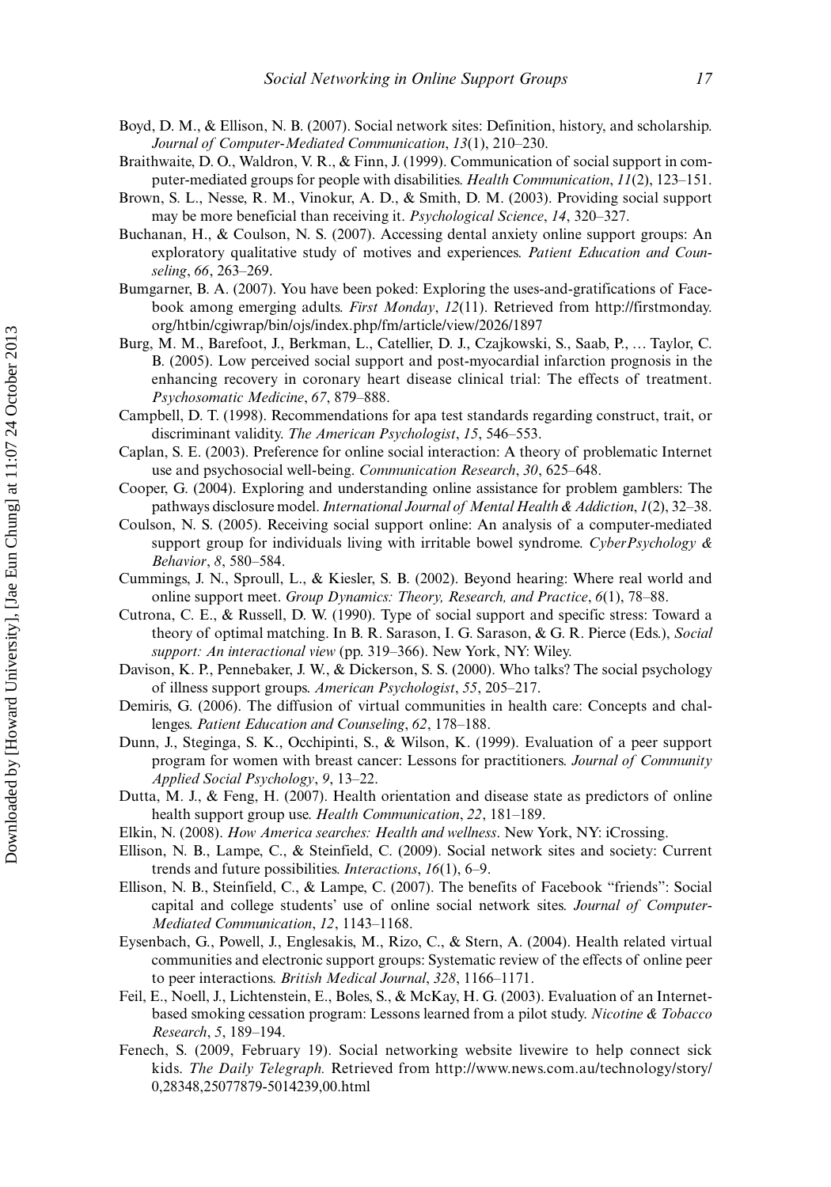Boyd, D. M., & Ellison, N. B. (2007). Social network sites: Definition, history, and scholarship. *Journal of Computer-Mediated Communication*, *13*(1), 210–230.

Braithwaite, D. O., Waldron, V. R., & Finn, J. (1999). Communication of social support in computer-mediated groups for people with disabilities. *Health Communication*, *11*(2), 123–151.

Brown, S. L., Nesse, R. M., Vinokur, A. D., & Smith, D. M. (2003). Providing social support may be more beneficial than receiving it. *Psychological Science*, *14*, 320–327.

Buchanan, H., & Coulson, N. S. (2007). Accessing dental anxiety online support groups: An exploratory qualitative study of motives and experiences. *Patient Education and Counseling*, *66*, 263–269.

Bumgarner, B. A. (2007). You have been poked: Exploring the uses-and-gratifications of Facebook among emerging adults. *First Monday*, *12*(11). Retrieved from http://firstmonday.org/htbin/cgiwrap/bin/ojs/index.php/fm/article/view/2026/1897

Burg, M. M., Barefoot, J., Berkman, L., Catellier, D. J., Czajkowski, S., Saab, P., … Taylor, C. B. (2005). Low perceived social support and post-myocardial infarction prognosis in the enhancing recovery in coronary heart disease clinical trial: The effects of treatment. *Psychosomatic Medicine*, *67*, 879–888.

Campbell, D. T. (1998). Recommendations for apa test standards regarding construct, trait, or discriminant validity. *The American Psychologist*, *15*, 546–553.

Caplan, S. E. (2003). Preference for online social interaction: A theory of problematic Internet use and psychosocial well-being. *Communication Research*, *30*, 625–648.

Cooper, G. (2004). Exploring and understanding online assistance for problem gamblers: The pathways disclosure model. *International Journal of Mental Health & Addiction*, *1*(2), 32–38.

Coulson, N. S. (2005). Receiving social support online: An analysis of a computer-mediated support group for individuals living with irritable bowel syndrome. *CyberPsychology & Behavior*, *8*, 580–584.

Cummings, J. N., Sproull, L., & Kiesler, S. B. (2002). Beyond hearing: Where real world and online support meet. *Group Dynamics: Theory, Research, and Practice*, *6*(1), 78–88.

Cutrona, C. E., & Russell, D. W. (1990). Type of social support and specific stress: Toward a theory of optimal matching. In B. R. Sarason, I. G. Sarason, & G. R. Pierce (Eds.), *Social support: An interactional view* (pp. 319–366). New York, NY: Wiley.

Davison, K. P., Pennebaker, J. W., & Dickerson, S. S. (2000). Who talks? The social psychology of illness support groups. *American Psychologist*, *55*, 205–217.

Demiris, G. (2006). The diffusion of virtual communities in health care: Concepts and challenges. *Patient Education and Counseling*, *62*, 178–188.

Dunn, J., Steginga, S. K., Occhipinti, S., & Wilson, K. (1999). Evaluation of a peer support program for women with breast cancer: Lessons for practitioners. *Journal of Community Applied Social Psychology*, *9*, 13–22.

Dutta, M. J., & Feng, H. (2007). Health orientation and disease state as predictors of online health support group use. *Health Communication*, *22*, 181–189.

Elkin, N. (2008). *How America searches: Health and wellness*. New York, NY: iCrossing.

Ellison, N. B., Lampe, C., & Steinfield, C. (2009). Social network sites and society: Current trends and future possibilities. *Interactions*, *16*(1), 6–9.

Ellison, N. B., Steinfield, C., & Lampe, C. (2007). The benefits of Facebook "friends": Social capital and college students' use of online social network sites. *Journal of Computer-Mediated Communication*, *12*, 1143–1168.

Eysenbach, G., Powell, J., Englesakis, M., Rizo, C., & Stern, A. (2004). Health related virtual communities and electronic support groups: Systematic review of the effects of online peer to peer interactions. *British Medical Journal*, *328*, 1166–1171.

Feil, E., Noell, J., Lichtenstein, E., Boles, S., & McKay, H. G. (2003). Evaluation of an Internet-based smoking cessation program: Lessons learned from a pilot study. *Nicotine & Tobacco Research*, *5*, 189–194.

Fenech, S. (2009, February 19). Social networking website livewire to help connect sick kids. *The Daily Telegraph.* Retrieved from http://www.news.com.au/technology/story/0,28348,25077879-5014239,00.html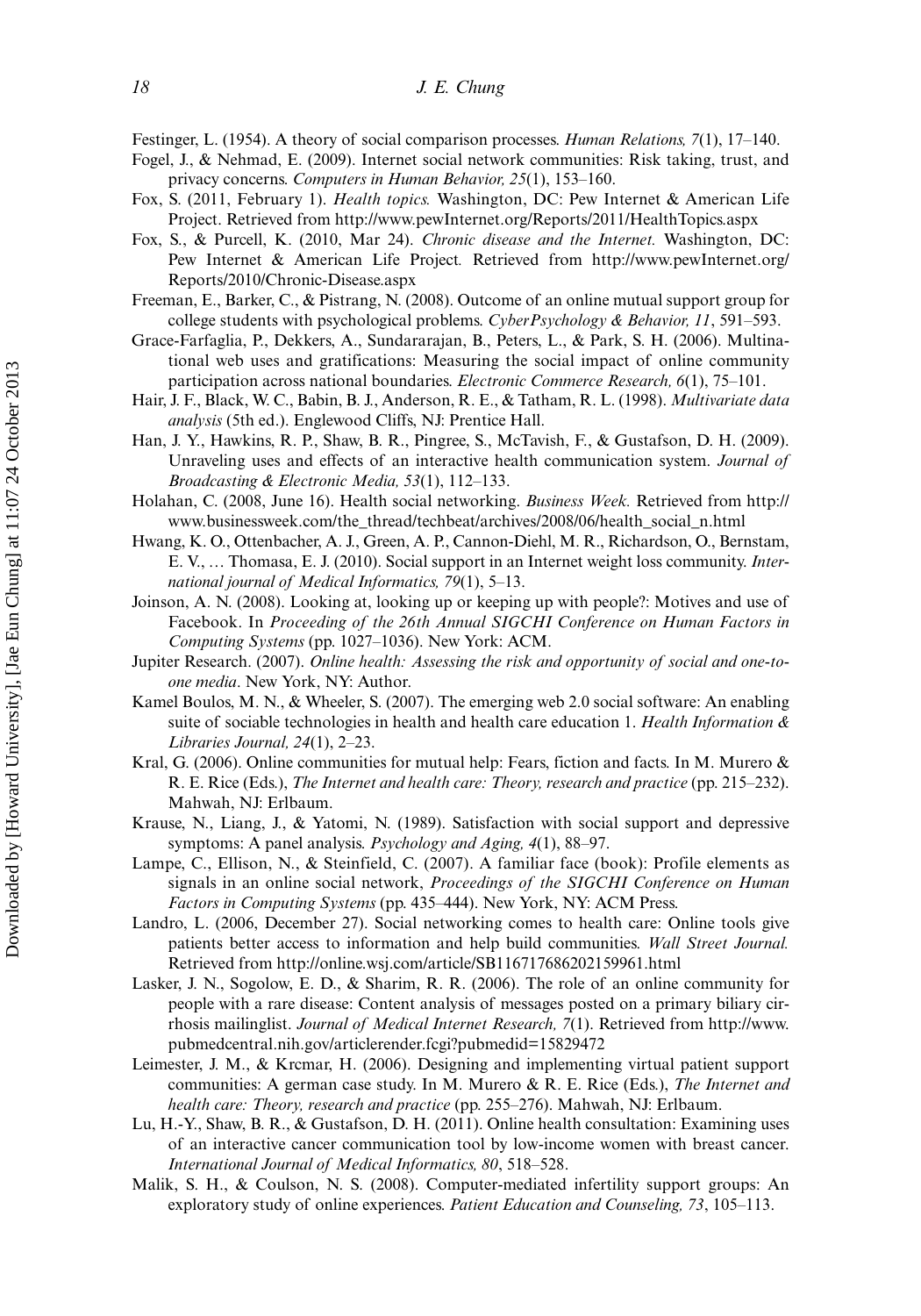Festinger, L. (1954). A theory of social comparison processes. *Human Relations, 7*(1), 17–140.

Fogel, J., & Nehmad, E. (2009). Internet social network communities: Risk taking, trust, and privacy concerns. *Computers in Human Behavior, 25*(1), 153–160.

Fox, S. (2011, February 1). *Health topics.* Washington, DC: Pew Internet & American Life Project. Retrieved from http://www.pewInternet.org/Reports/2011/HealthTopics.aspx

Fox, S., & Purcell, K. (2010, Mar 24). *Chronic disease and the Internet.* Washington, DC: Pew Internet & American Life Project*.* Retrieved from http://www.pewInternet.org/Reports/2010/Chronic-Disease.aspx

Freeman, E., Barker, C., & Pistrang, N. (2008). Outcome of an online mutual support group for college students with psychological problems. *CyberPsychology & Behavior, 11*, 591–593.

Grace-Farfaglia, P., Dekkers, A., Sundararajan, B., Peters, L., & Park, S. H. (2006). Multinational web uses and gratifications: Measuring the social impact of online community participation across national boundaries. *Electronic Commerce Research, 6*(1), 75–101.

Hair, J. F., Black, W. C., Babin, B. J., Anderson, R. E., & Tatham, R. L. (1998). *Multivariate data analysis* (5th ed.). Englewood Cliffs, NJ: Prentice Hall.

Han, J. Y., Hawkins, R. P., Shaw, B. R., Pingree, S., McTavish, F., & Gustafson, D. H. (2009). Unraveling uses and effects of an interactive health communication system. *Journal of Broadcasting & Electronic Media, 53*(1), 112–133.

Holahan, C. (2008, June 16). Health social networking. *Business Week.* Retrieved from http://www.businessweek.com/the_thread/techbeat/archives/2008/06/health_social_n.html

Hwang, K. O., Ottenbacher, A. J., Green, A. P., Cannon-Diehl, M. R., Richardson, O., Bernstam, E. V., … Thomasa, E. J. (2010). Social support in an Internet weight loss community. *International journal of Medical Informatics, 79*(1), 5–13.

Joinson, A. N. (2008). Looking at, looking up or keeping up with people?: Motives and use of Facebook. In *Proceeding of the 26th Annual SIGCHI Conference on Human Factors in Computing Systems* (pp. 1027–1036). New York: ACM.

Jupiter Research. (2007). *Online health: Assessing the risk and opportunity of social and one-to-one media*. New York, NY: Author.

Kamel Boulos, M. N., & Wheeler, S. (2007). The emerging web 2.0 social software: An enabling suite of sociable technologies in health and health care education 1. *Health Information & Libraries Journal, 24*(1), 2–23.

Kral, G. (2006). Online communities for mutual help: Fears, fiction and facts. In M. Murero & R. E. Rice (Eds.), *The Internet and health care: Theory, research and practice* (pp. 215–232). Mahwah, NJ: Erlbaum.

Krause, N., Liang, J., & Yatomi, N. (1989). Satisfaction with social support and depressive symptoms: A panel analysis. *Psychology and Aging, 4*(1), 88–97.

Lampe, C., Ellison, N., & Steinfield, C. (2007). A familiar face (book): Profile elements as signals in an online social network, *Proceedings of the SIGCHI Conference on Human Factors in Computing Systems* (pp. 435–444). New York, NY: ACM Press.

Landro, L. (2006, December 27). Social networking comes to health care: Online tools give patients better access to information and help build communities. *Wall Street Journal.* Retrieved from http://online.wsj.com/article/SB116717686202159961.html

Lasker, J. N., Sogolow, E. D., & Sharim, R. R. (2006). The role of an online community for people with a rare disease: Content analysis of messages posted on a primary biliary cirrhosis mailinglist. *Journal of Medical Internet Research, 7*(1). Retrieved from http://www.pubmedcentral.nih.gov/articlerender.fcgi?pubmedid=15829472

Leimester, J. M., & Krcmar, H. (2006). Designing and implementing virtual patient support communities: A german case study. In M. Murero & R. E. Rice (Eds.), *The Internet and health care: Theory, research and practice* (pp. 255–276). Mahwah, NJ: Erlbaum.

Lu, H.-Y., Shaw, B. R., & Gustafson, D. H. (2011). Online health consultation: Examining uses of an interactive cancer communication tool by low-income women with breast cancer. *International Journal of Medical Informatics, 80*, 518–528.

Malik, S. H., & Coulson, N. S. (2008). Computer-mediated infertility support groups: An exploratory study of online experiences. *Patient Education and Counseling, 73*, 105–113.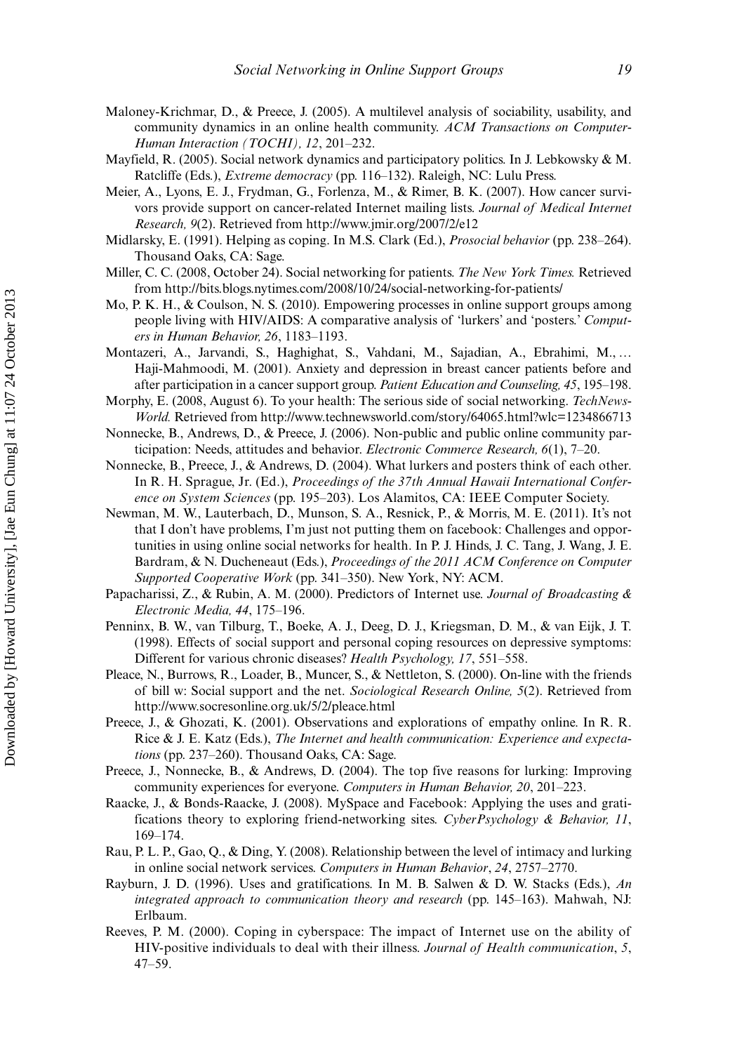Maloney-Krichmar, D., & Preece, J. (2005). A multilevel analysis of sociability, usability, and community dynamics in an online health community. *ACM Transactions on Computer-Human Interaction (TOCHI), 12*, 201–232.

Mayfield, R. (2005). Social network dynamics and participatory politics. In J. Lebkowsky & M. Ratcliffe (Eds.), *Extreme democracy* (pp. 116–132). Raleigh, NC: Lulu Press.

Meier, A., Lyons, E. J., Frydman, G., Forlenza, M., & Rimer, B. K. (2007). How cancer survivors provide support on cancer-related Internet mailing lists. *Journal of Medical Internet Research, 9*(2). Retrieved from http://www.jmir.org/2007/2/e12

Midlarsky, E. (1991). Helping as coping. In M.S. Clark (Ed.), *Prosocial behavior* (pp. 238–264). Thousand Oaks, CA: Sage.

Miller, C. C. (2008, October 24). Social networking for patients. *The New York Times.* Retrieved from http://bits.blogs.nytimes.com/2008/10/24/social-networking-for-patients/

Mo, P. K. H., & Coulson, N. S. (2010). Empowering processes in online support groups among people living with HIV/AIDS: A comparative analysis of 'lurkers' and 'posters.' *Computers in Human Behavior, 26*, 1183–1193.

Montazeri, A., Jarvandi, S., Haghighat, S., Vahdani, M., Sajadian, A., Ebrahimi, M., … Haji-Mahmoodi, M. (2001). Anxiety and depression in breast cancer patients before and after participation in a cancer support group. *Patient Education and Counseling, 45*, 195–198.

Morphy, E. (2008, August 6). To your health: The serious side of social networking. *TechNewsWorld.* Retrieved from http://www.technewsworld.com/story/64065.html?wlc=1234866713

Nonnecke, B., Andrews, D., & Preece, J. (2006). Non-public and public online community participation: Needs, attitudes and behavior. *Electronic Commerce Research, 6*(1), 7–20.

Nonnecke, B., Preece, J., & Andrews, D. (2004). What lurkers and posters think of each other. In R. H. Sprague, Jr. (Ed.), *Proceedings of the 37th Annual Hawaii International Conference on System Sciences* (pp. 195–203). Los Alamitos, CA: IEEE Computer Society.

Newman, M. W., Lauterbach, D., Munson, S. A., Resnick, P., & Morris, M. E. (2011). It's not that I don't have problems, I'm just not putting them on facebook: Challenges and opportunities in using online social networks for health. In P. J. Hinds, J. C. Tang, J. Wang, J. E. Bardram, & N. Ducheneaut (Eds.), *Proceedings of the 2011 ACM Conference on Computer Supported Cooperative Work* (pp. 341–350). New York, NY: ACM.

Papacharissi, Z., & Rubin, A. M. (2000). Predictors of Internet use. *Journal of Broadcasting & Electronic Media, 44*, 175–196.

Penninx, B. W., van Tilburg, T., Boeke, A. J., Deeg, D. J., Kriegsman, D. M., & van Eijk, J. T. (1998). Effects of social support and personal coping resources on depressive symptoms: Different for various chronic diseases? *Health Psychology, 17*, 551–558.

Pleace, N., Burrows, R., Loader, B., Muncer, S., & Nettleton, S. (2000). On-line with the friends of bill w: Social support and the net. *Sociological Research Online, 5*(2). Retrieved from http://www.socresonline.org.uk/5/2/pleace.html

Preece, J., & Ghozati, K. (2001). Observations and explorations of empathy online. In R. R. Rice & J. E. Katz (Eds.), *The Internet and health communication: Experience and expectations* (pp. 237–260). Thousand Oaks, CA: Sage.

Preece, J., Nonnecke, B., & Andrews, D. (2004). The top five reasons for lurking: Improving community experiences for everyone. *Computers in Human Behavior, 20*, 201–223.

Raacke, J., & Bonds-Raacke, J. (2008). MySpace and Facebook: Applying the uses and gratifications theory to exploring friend-networking sites. *CyberPsychology & Behavior, 11*, 169–174.

Rau, P. L. P., Gao, Q., & Ding, Y. (2008). Relationship between the level of intimacy and lurking in online social network services. *Computers in Human Behavior*, *24*, 2757–2770.

Rayburn, J. D. (1996). Uses and gratifications. In M. B. Salwen & D. W. Stacks (Eds.), *An integrated approach to communication theory and research* (pp. 145–163). Mahwah, NJ: Erlbaum.

Reeves, P. M. (2000). Coping in cyberspace: The impact of Internet use on the ability of HIV-positive individuals to deal with their illness. *Journal of Health communication*, *5*, 47–59.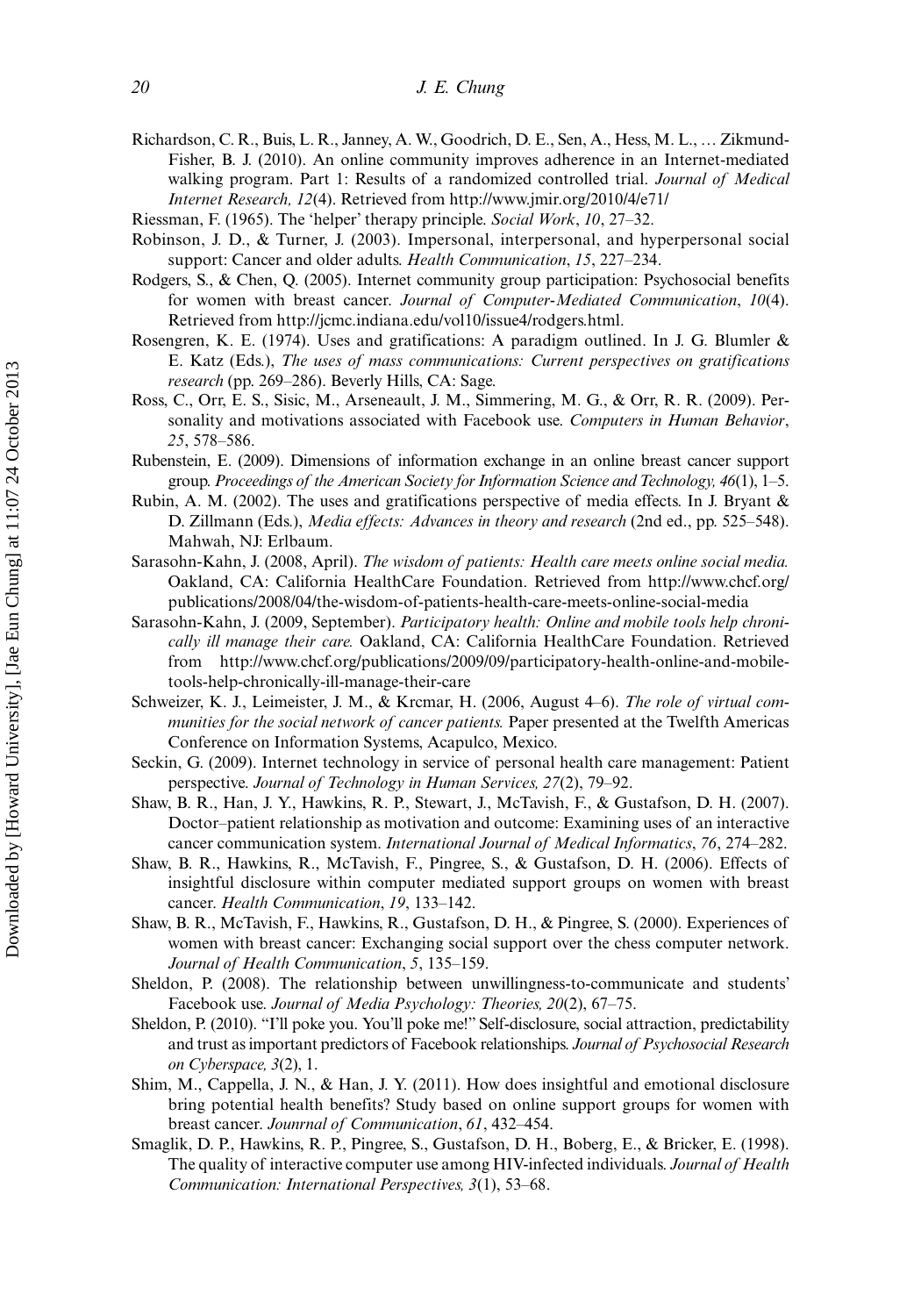Richardson, C. R., Buis, L. R., Janney, A. W., Goodrich, D. E., Sen, A., Hess, M. L., … Zikmund-Fisher, B. J. (2010). An online community improves adherence in an Internet-mediated walking program. Part 1: Results of a randomized controlled trial. *Journal of Medical Internet Research, 12*(4). Retrieved from http://www.jmir.org/2010/4/e71/

Riessman, F. (1965). The 'helper' therapy principle. *Social Work*, *10*, 27–32.

Robinson, J. D., & Turner, J. (2003). Impersonal, interpersonal, and hyperpersonal social support: Cancer and older adults. *Health Communication*, *15*, 227–234.

Rodgers, S., & Chen, Q. (2005). Internet community group participation: Psychosocial benefits for women with breast cancer. *Journal of Computer-Mediated Communication*, *10*(4). Retrieved from http://jcmc.indiana.edu/vol10/issue4/rodgers.html.

Rosengren, K. E. (1974). Uses and gratifications: A paradigm outlined. In J. G. Blumler & E. Katz (Eds.), *The uses of mass communications: Current perspectives on gratifications research* (pp. 269–286). Beverly Hills, CA: Sage.

Ross, C., Orr, E. S., Sisic, M., Arseneault, J. M., Simmering, M. G., & Orr, R. R. (2009). Personality and motivations associated with Facebook use. *Computers in Human Behavior*, *25*, 578–586.

Rubenstein, E. (2009). Dimensions of information exchange in an online breast cancer support group. *Proceedings of the American Society for Information Science and Technology, 46*(1), 1–5.

Rubin, A. M. (2002). The uses and gratifications perspective of media effects. In J. Bryant & D. Zillmann (Eds.), *Media effects: Advances in theory and research* (2nd ed., pp. 525–548). Mahwah, NJ: Erlbaum.

Sarasohn-Kahn, J. (2008, April). *The wisdom of patients: Health care meets online social media.* Oakland, CA: California HealthCare Foundation. Retrieved from http://www.chcf.org/publications/2008/04/the-wisdom-of-patients-health-care-meets-online-social-media

Sarasohn-Kahn, J. (2009, September). *Participatory health: Online and mobile tools help chronically ill manage their care.* Oakland, CA: California HealthCare Foundation. Retrieved from http://www.chcf.org/publications/2009/09/participatory-health-online-and-mobile-tools-help-chronically-ill-manage-their-care

Schweizer, K. J., Leimeister, J. M., & Krcmar, H. (2006, August 4–6). *The role of virtual communities for the social network of cancer patients.* Paper presented at the Twelfth Americas Conference on Information Systems, Acapulco, Mexico.

Seckin, G. (2009). Internet technology in service of personal health care management: Patient perspective. *Journal of Technology in Human Services, 27*(2), 79–92.

Shaw, B. R., Han, J. Y., Hawkins, R. P., Stewart, J., McTavish, F., & Gustafson, D. H. (2007). Doctor–patient relationship as motivation and outcome: Examining uses of an interactive cancer communication system. *International Journal of Medical Informatics*, *76*, 274–282.

Shaw, B. R., Hawkins, R., McTavish, F., Pingree, S., & Gustafson, D. H. (2006). Effects of insightful disclosure within computer mediated support groups on women with breast cancer. *Health Communication*, *19*, 133–142.

Shaw, B. R., McTavish, F., Hawkins, R., Gustafson, D. H., & Pingree, S. (2000). Experiences of women with breast cancer: Exchanging social support over the chess computer network. *Journal of Health Communication*, *5*, 135–159.

Sheldon, P. (2008). The relationship between unwillingness-to-communicate and students' Facebook use. *Journal of Media Psychology: Theories, 20*(2), 67–75.

Sheldon, P. (2010). "I'll poke you. You'll poke me!" Self-disclosure, social attraction, predictability and trust as important predictors of Facebook relationships. *Journal of Psychosocial Research on Cyberspace, 3*(2), 1.

Shim, M., Cappella, J. N., & Han, J. Y. (2011). How does insightful and emotional disclosure bring potential health benefits? Study based on online support groups for women with breast cancer. *Jounrnal of Communication*, *61*, 432–454.

Smaglik, D. P., Hawkins, R. P., Pingree, S., Gustafson, D. H., Boberg, E., & Bricker, E. (1998). The quality of interactive computer use among HIV-infected individuals. *Journal of Health Communication: International Perspectives, 3*(1), 53–68.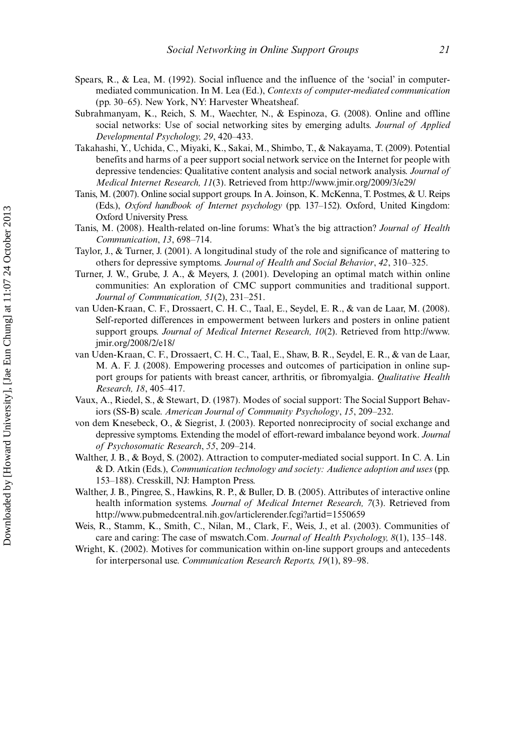Spears, R., & Lea, M. (1992). Social influence and the influence of the 'social' in computer-mediated communication. In M. Lea (Ed.), *Contexts of computer-mediated communication* (pp. 30–65). New York, NY: Harvester Wheatsheaf.

Subrahmanyam, K., Reich, S. M., Waechter, N., & Espinoza, G. (2008). Online and offline social networks: Use of social networking sites by emerging adults. *Journal of Applied Developmental Psychology, 29*, 420–433.

Takahashi, Y., Uchida, C., Miyaki, K., Sakai, M., Shimbo, T., & Nakayama, T. (2009). Potential benefits and harms of a peer support social network service on the Internet for people with depressive tendencies: Qualitative content analysis and social network analysis. *Journal of Medical Internet Research, 11*(3). Retrieved from http://www.jmir.org/2009/3/e29/

Tanis, M. (2007). Online social support groups. In A. Joinson, K. McKenna, T. Postmes, & U. Reips (Eds.), *Oxford handbook of Internet psychology* (pp. 137–152). Oxford, United Kingdom: Oxford University Press.

Tanis, M. (2008). Health-related on-line forums: What's the big attraction? *Journal of Health Communication*, *13*, 698–714.

Taylor, J., & Turner, J. (2001). A longitudinal study of the role and significance of mattering to others for depressive symptoms. *Journal of Health and Social Behavior*, *42*, 310–325.

Turner, J. W., Grube, J. A., & Meyers, J. (2001). Developing an optimal match within online communities: An exploration of CMC support communities and traditional support. *Journal of Communication, 51*(2), 231–251.

van Uden-Kraan, C. F., Drossaert, C. H. C., Taal, E., Seydel, E. R., & van de Laar, M. (2008). Self-reported differences in empowerment between lurkers and posters in online patient support groups. *Journal of Medical Internet Research, 10*(2). Retrieved from http://www.jmir.org/2008/2/e18/

van Uden-Kraan, C. F., Drossaert, C. H. C., Taal, E., Shaw, B. R., Seydel, E. R., & van de Laar, M. A. F. J. (2008). Empowering processes and outcomes of participation in online support groups for patients with breast cancer, arthritis, or fibromyalgia. *Qualitative Health Research, 18*, 405–417.

Vaux, A., Riedel, S., & Stewart, D. (1987). Modes of social support: The Social Support Behaviors (SS-B) scale. *American Journal of Community Psychology*, *15*, 209–232.

von dem Knesebeck, O., & Siegrist, J. (2003). Reported nonreciprocity of social exchange and depressive symptoms. Extending the model of effort-reward imbalance beyond work. *Journal of Psychosomatic Research*, *55*, 209–214.

Walther, J. B., & Boyd, S. (2002). Attraction to computer-mediated social support. In C. A. Lin & D. Atkin (Eds.), *Communication technology and society: Audience adoption and uses* (pp. 153–188). Cresskill, NJ: Hampton Press.

Walther, J. B., Pingree, S., Hawkins, R. P., & Buller, D. B. (2005). Attributes of interactive online health information systems. *Journal of Medical Internet Research, 7*(3). Retrieved from http://www.pubmedcentral.nih.gov/articlerender.fcgi?artid=1550659

Weis, R., Stamm, K., Smith, C., Nilan, M., Clark, F., Weis, J., et al. (2003). Communities of care and caring: The case of mswatch.Com. *Journal of Health Psychology, 8*(1), 135–148.

Wright, K. (2002). Motives for communication within on-line support groups and antecedents for interpersonal use. *Communication Research Reports, 19*(1), 89–98.